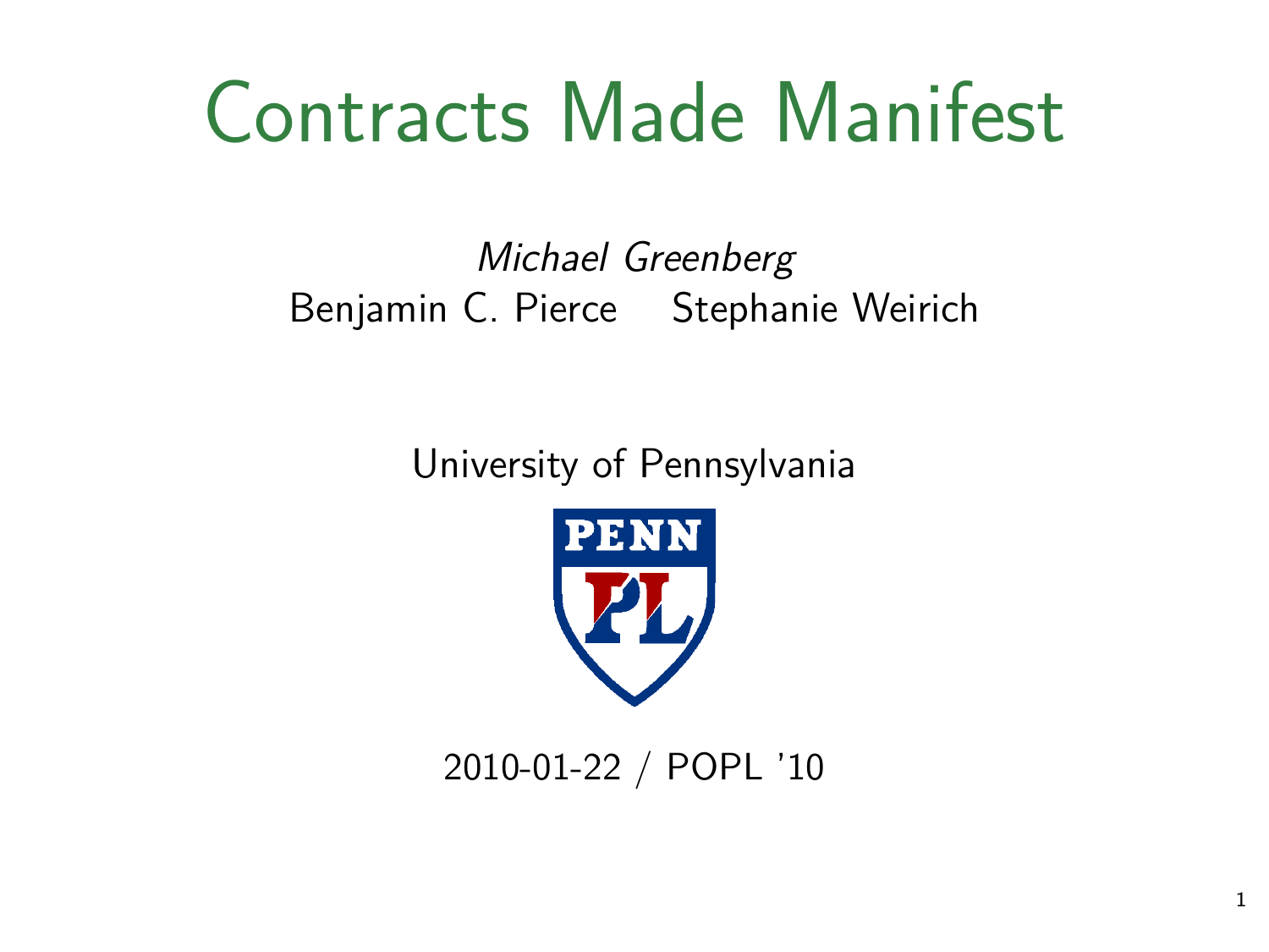# Contracts Made Manifest

*Michael Greenberg*

Benjamin C. Pierce    Stephanie Weirich

University of Pennsylvania

PENN PL

2010-01-22 / POPL '10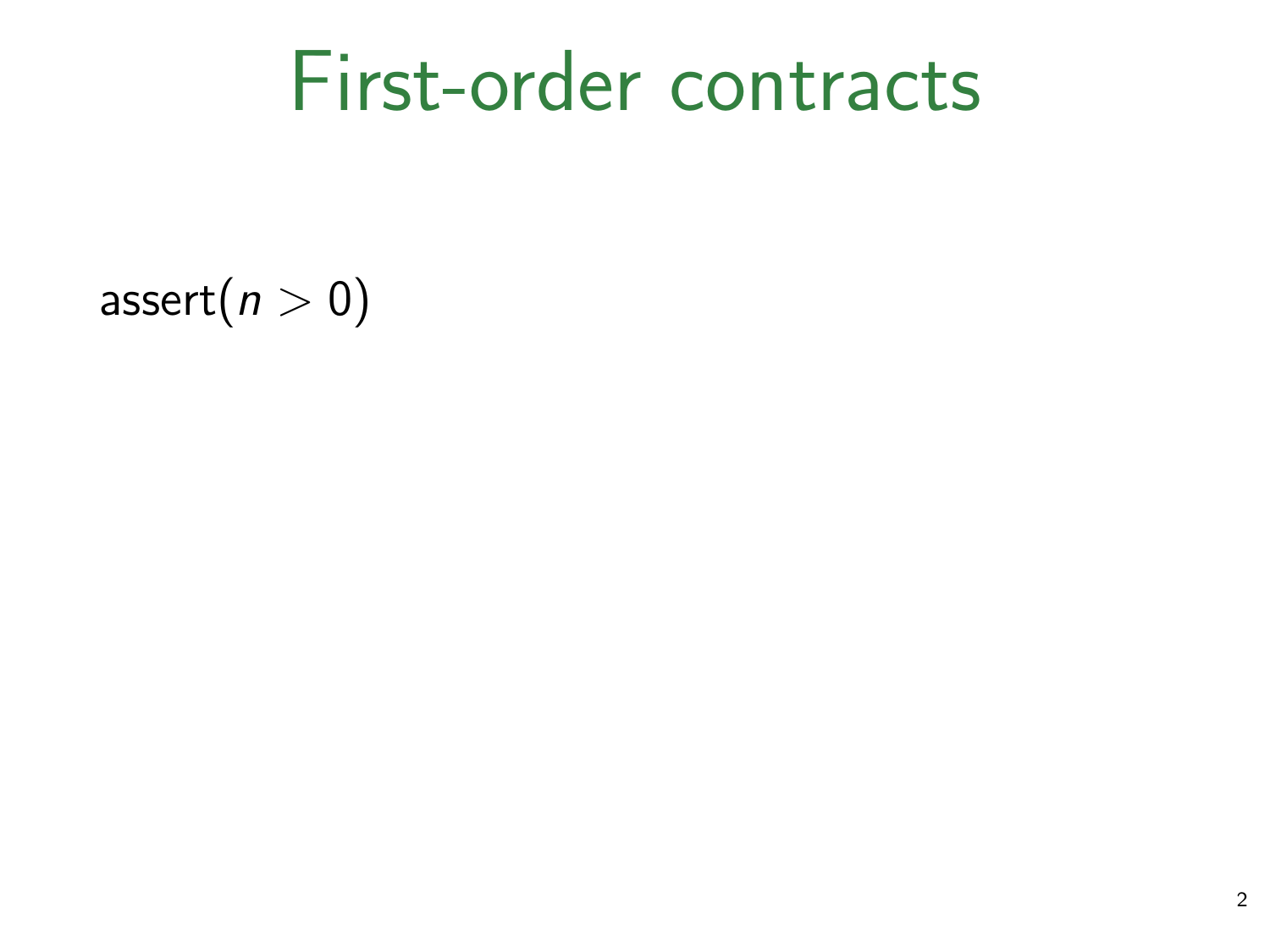# First-order contracts

assert$(n > 0)$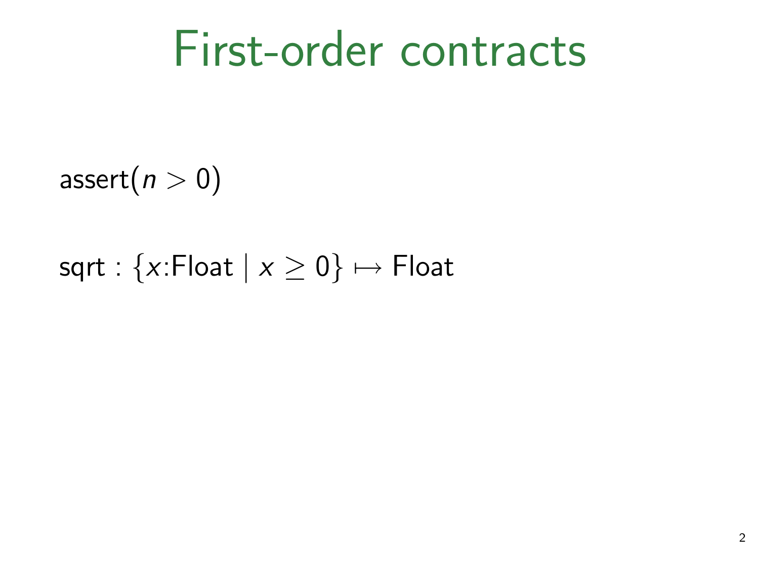# First-order contracts

$\text{assert}(n > 0)$

$\text{sqrt} : \{x{:}\text{Float} \mid x \geq 0\} \mapsto \text{Float}$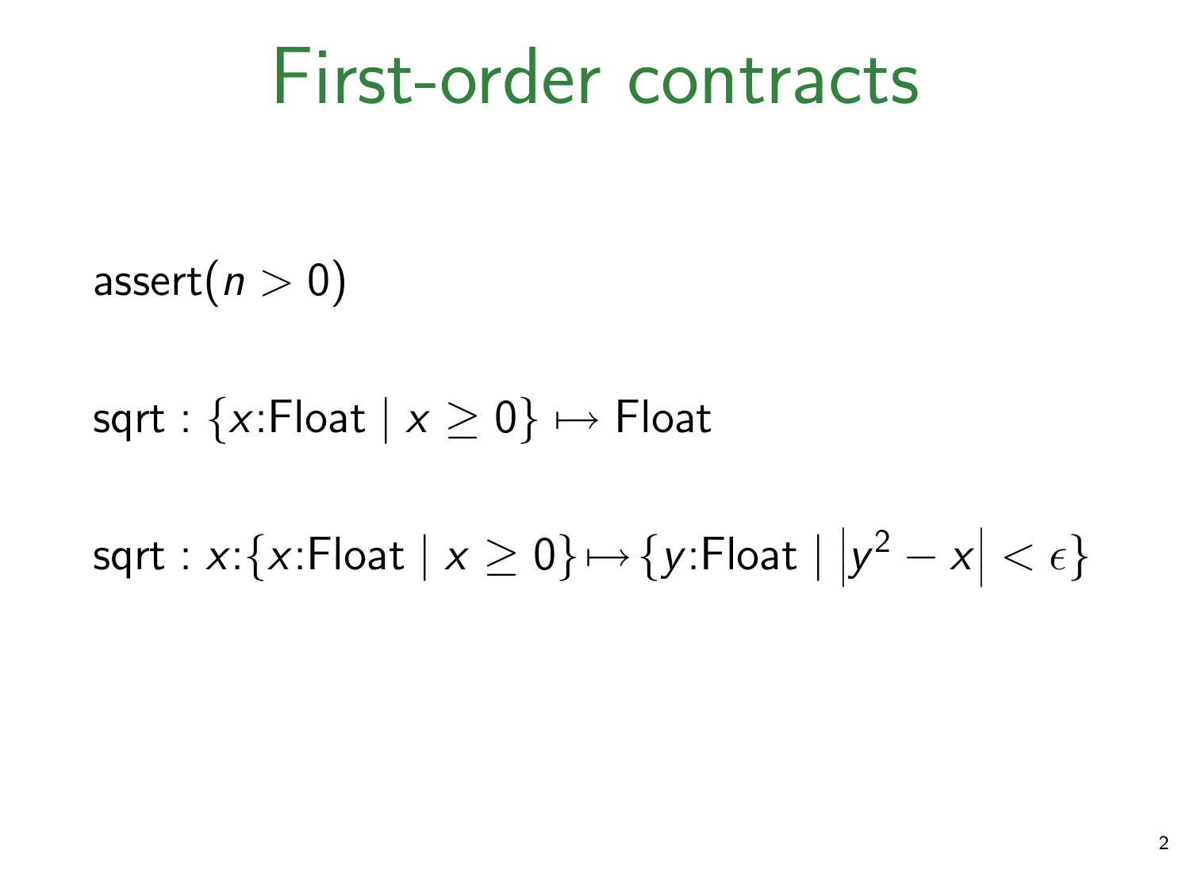# First-order contracts

$\text{assert}(n > 0)$

$\text{sqrt} : \{x{:}\text{Float} \mid x \geq 0\} \mapsto \text{Float}$

$\text{sqrt} : x{:}\{x{:}\text{Float} \mid x \geq 0\} \mapsto \{y{:}\text{Float} \mid \left|y^2 - x\right| < \epsilon\}$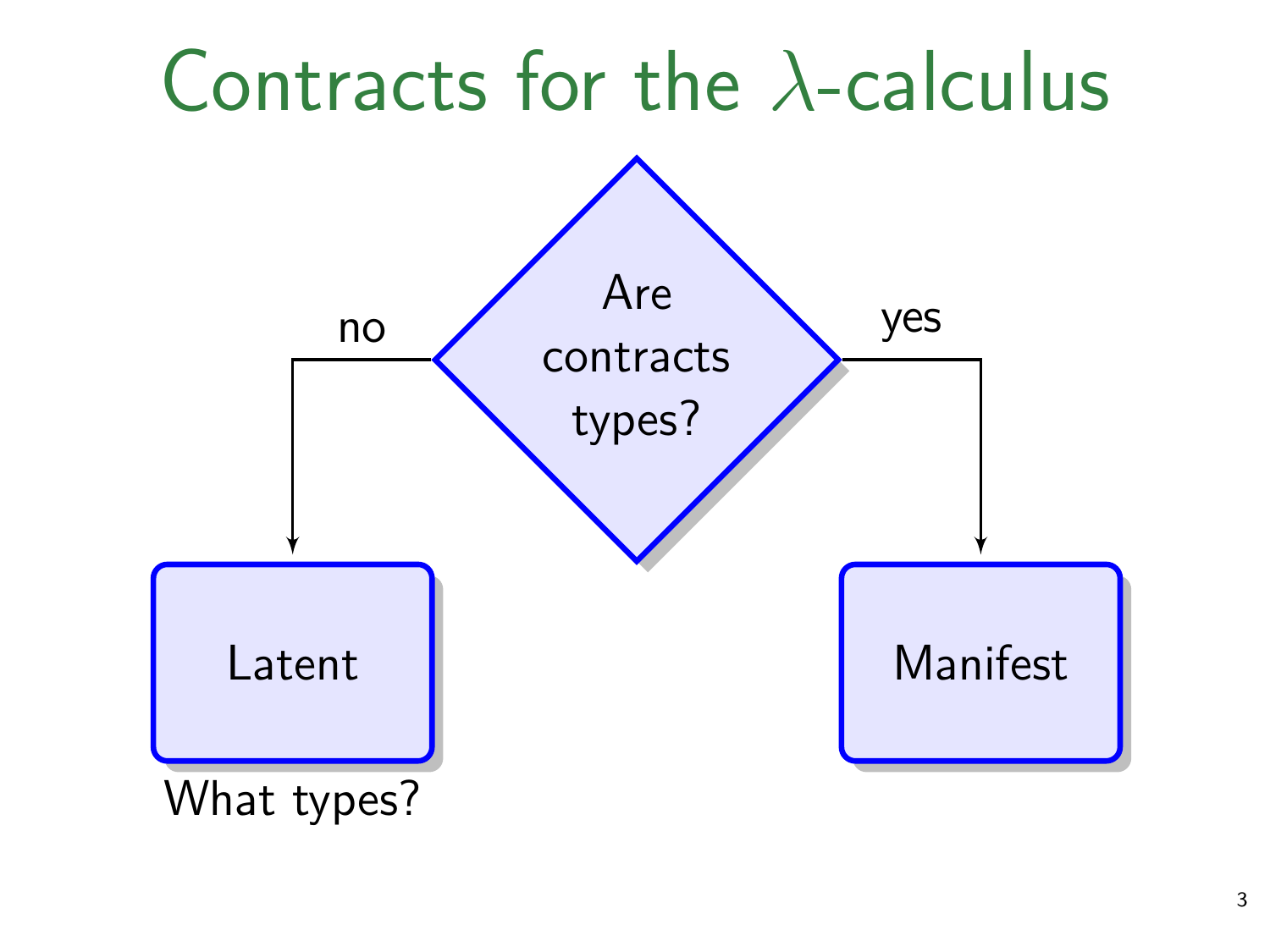# Contracts for the $\lambda$-calculus

Are contracts types?

no → Latent

What types?

yes → Manifest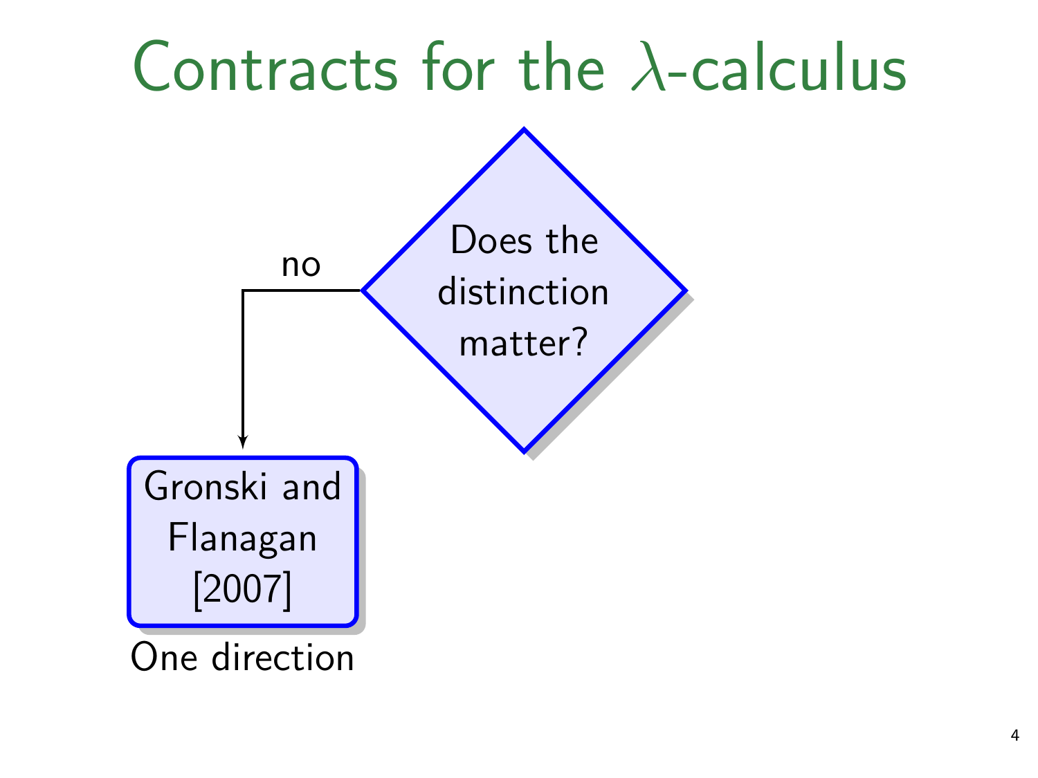# Contracts for the $\lambda$-calculus

Does the distinction matter?

no

Gronski and Flanagan [2007]

One direction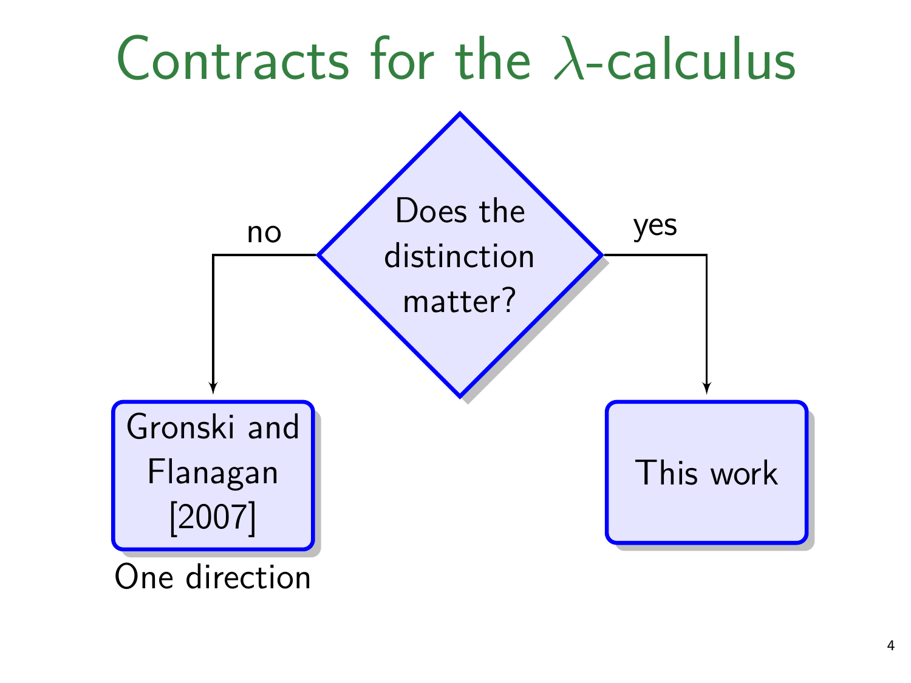# Contracts for the $\lambda$-calculus

Does the distinction matter?

no → Gronski and Flanagan [2007]

One direction

yes → This work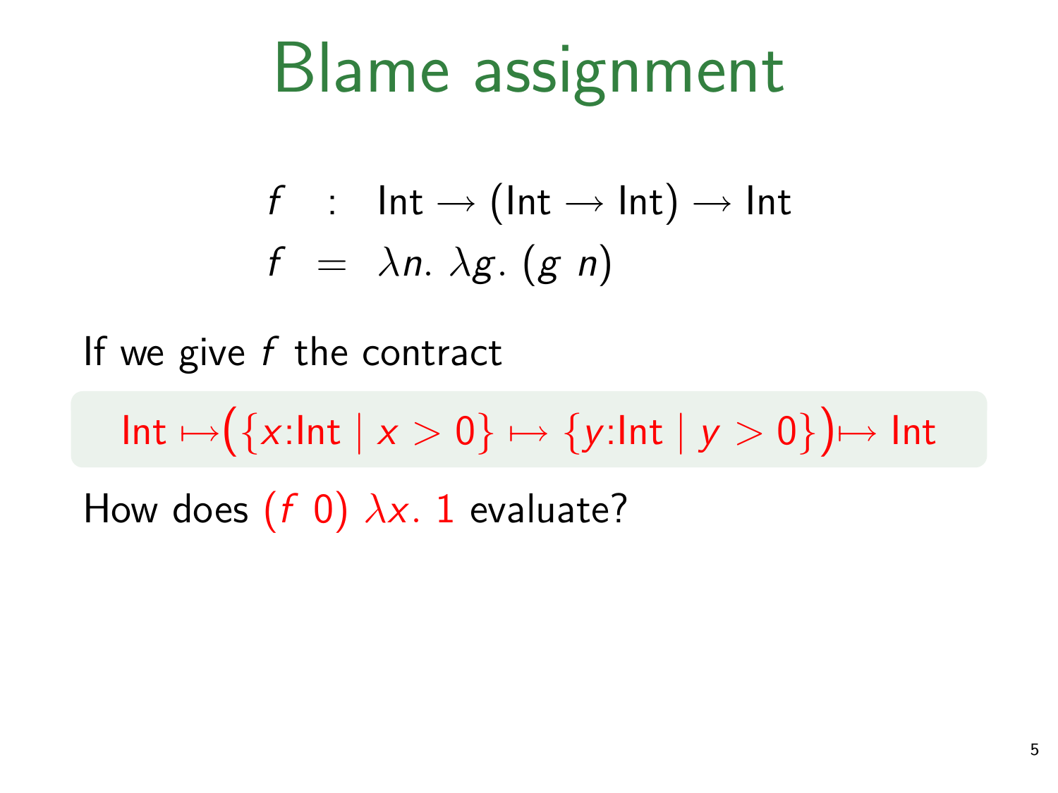# Blame assignment

$$
\begin{aligned}
f &: \mathsf{Int} \to (\mathsf{Int} \to \mathsf{Int}) \to \mathsf{Int} \\
f &= \lambda n.\ \lambda g.\ (g\ n)
\end{aligned}
$$

If we give $f$ the contract

$$\mathsf{Int} \mapsto \big(\{x{:}\mathsf{Int} \mid x > 0\} \mapsto \{y{:}\mathsf{Int} \mid y > 0\}\big) \mapsto \mathsf{Int}$$

How does $(f\ 0)\ \lambda x.\ 1$ evaluate?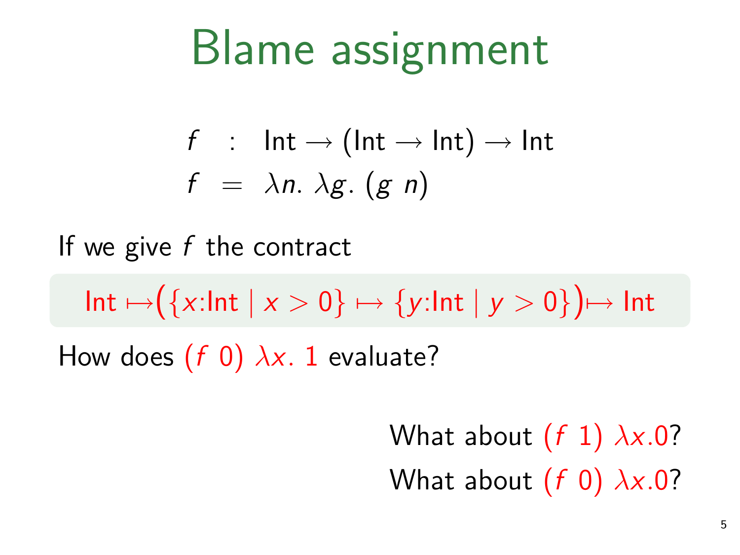# Blame assignment

$$
\begin{aligned}
f &: \mathsf{Int} \rightarrow (\mathsf{Int} \rightarrow \mathsf{Int}) \rightarrow \mathsf{Int} \\
f &= \lambda n.\ \lambda g.\ (g\ n)
\end{aligned}
$$

If we give $f$ the contract

$$
\mathsf{Int} \mapsto \big(\{x{:}\mathsf{Int} \mid x > 0\} \mapsto \{y{:}\mathsf{Int} \mid y > 0\}\big) \mapsto \mathsf{Int}
$$

How does $(f\ 0)\ \lambda x.\ 1$ evaluate?

What about $(f\ 1)\ \lambda x.0$?

What about $(f\ 0)\ \lambda x.0$?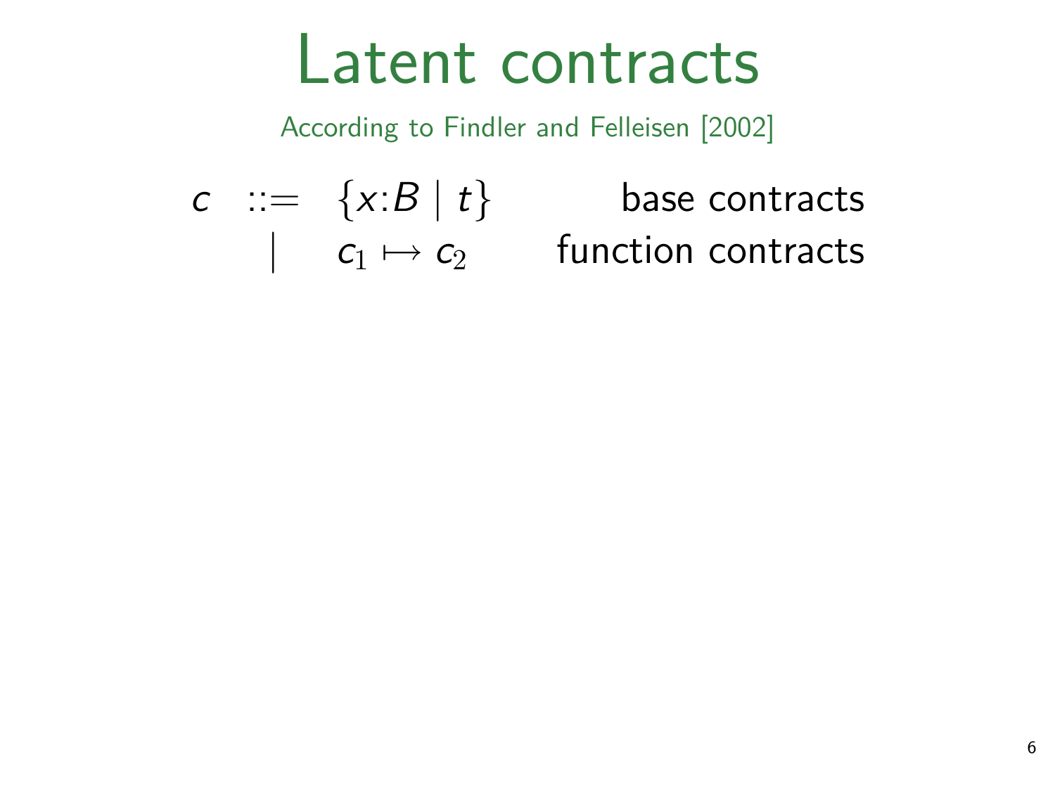# Latent contracts

According to Findler and Felleisen [2002]

$$
\begin{array}{rcll}
c & ::= & \{x{:}B \mid t\} & \text{base contracts} \\
  & \mid & c_1 \mapsto c_2 & \text{function contracts}
\end{array}
$$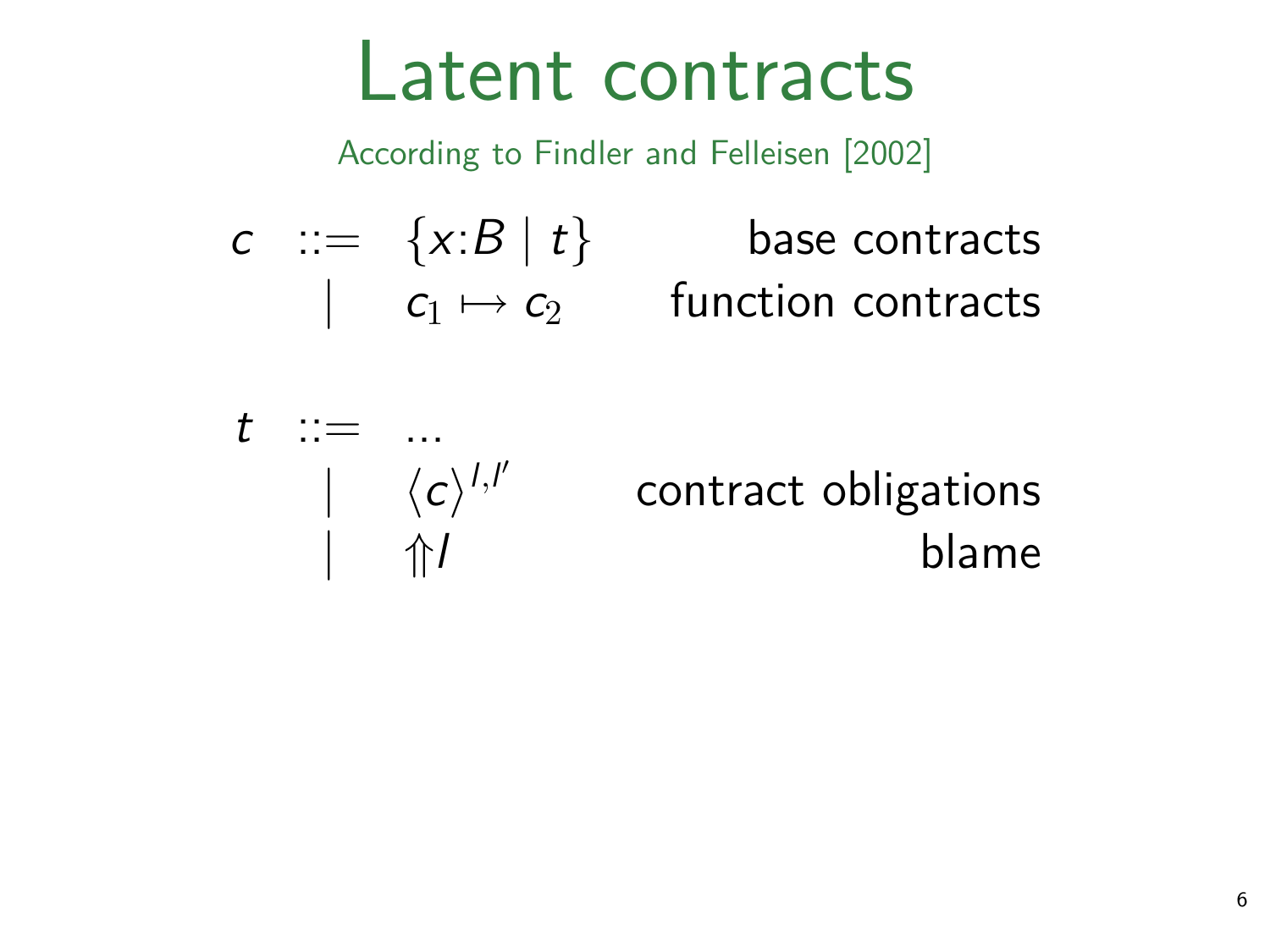# Latent contracts

According to Findler and Felleisen [2002]

$$
\begin{array}{rclr}
c & ::= & \{x{:}B \mid t\} & \text{base contracts} \\
  & \mid & c_1 \mapsto c_2 & \text{function contracts}
\end{array}
$$

$$
\begin{array}{rclr}
t & ::= & \ldots & \\
  & \mid & \langle c \rangle^{l,l'} & \text{contract obligations} \\
  & \mid & \Uparrow l & \text{blame}
\end{array}
$$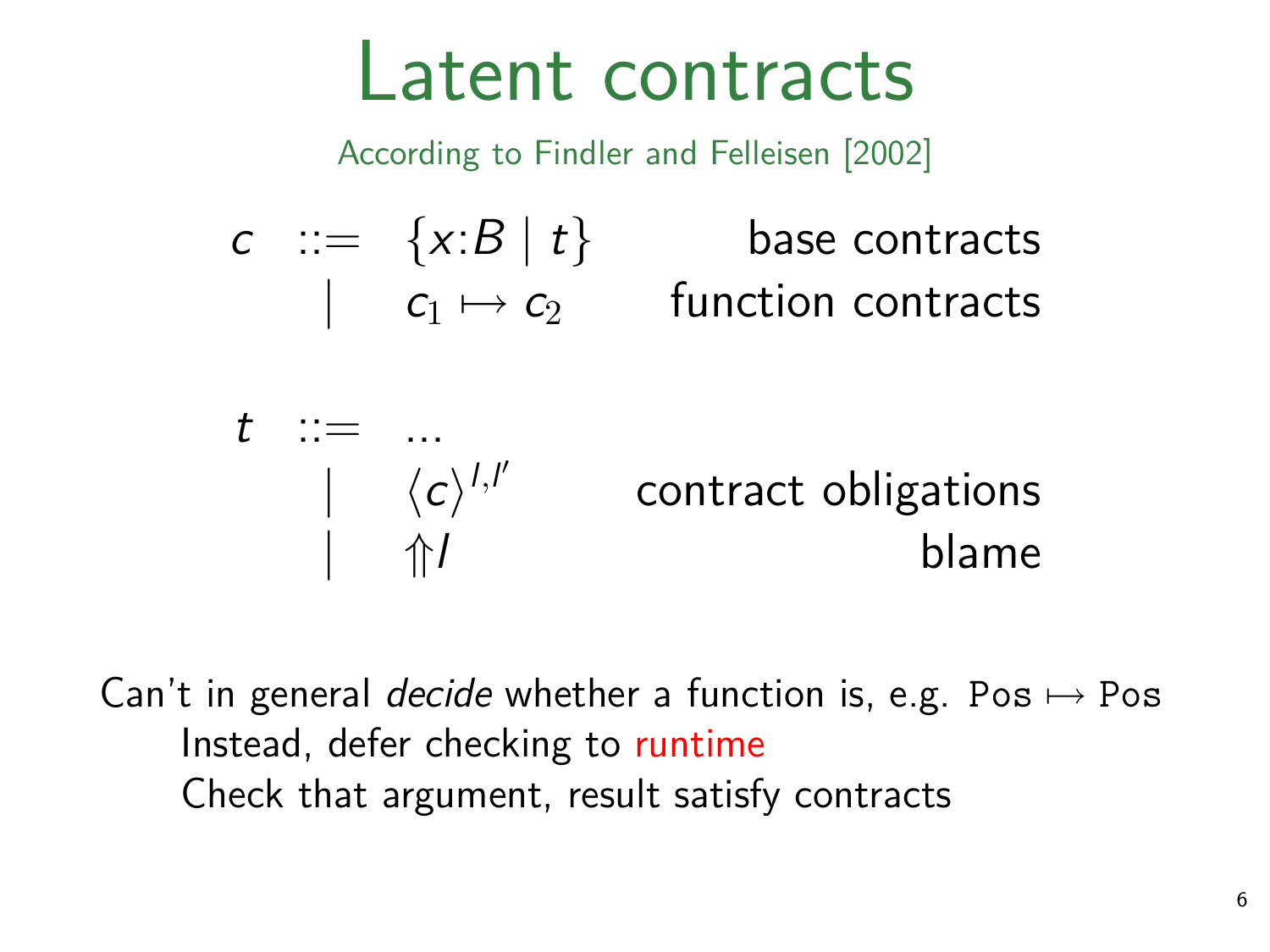# Latent contracts

According to Findler and Felleisen [2002]

$$
\begin{array}{rcll}
c & ::= & \{x{:}B \mid t\} & \text{base contracts} \\
  & \mid & c_1 \mapsto c_2 & \text{function contracts}
\end{array}
$$

$$
\begin{array}{rcll}
t & ::= & \ldots & \\
  & \mid & \langle c \rangle^{l,l'} & \text{contract obligations} \\
  & \mid & \Uparrow l & \text{blame}
\end{array}
$$

Can't in general *decide* whether a function is, e.g. $\mathtt{Pos} \mapsto \mathtt{Pos}$

- Instead, defer checking to runtime
- Check that argument, result satisfy contracts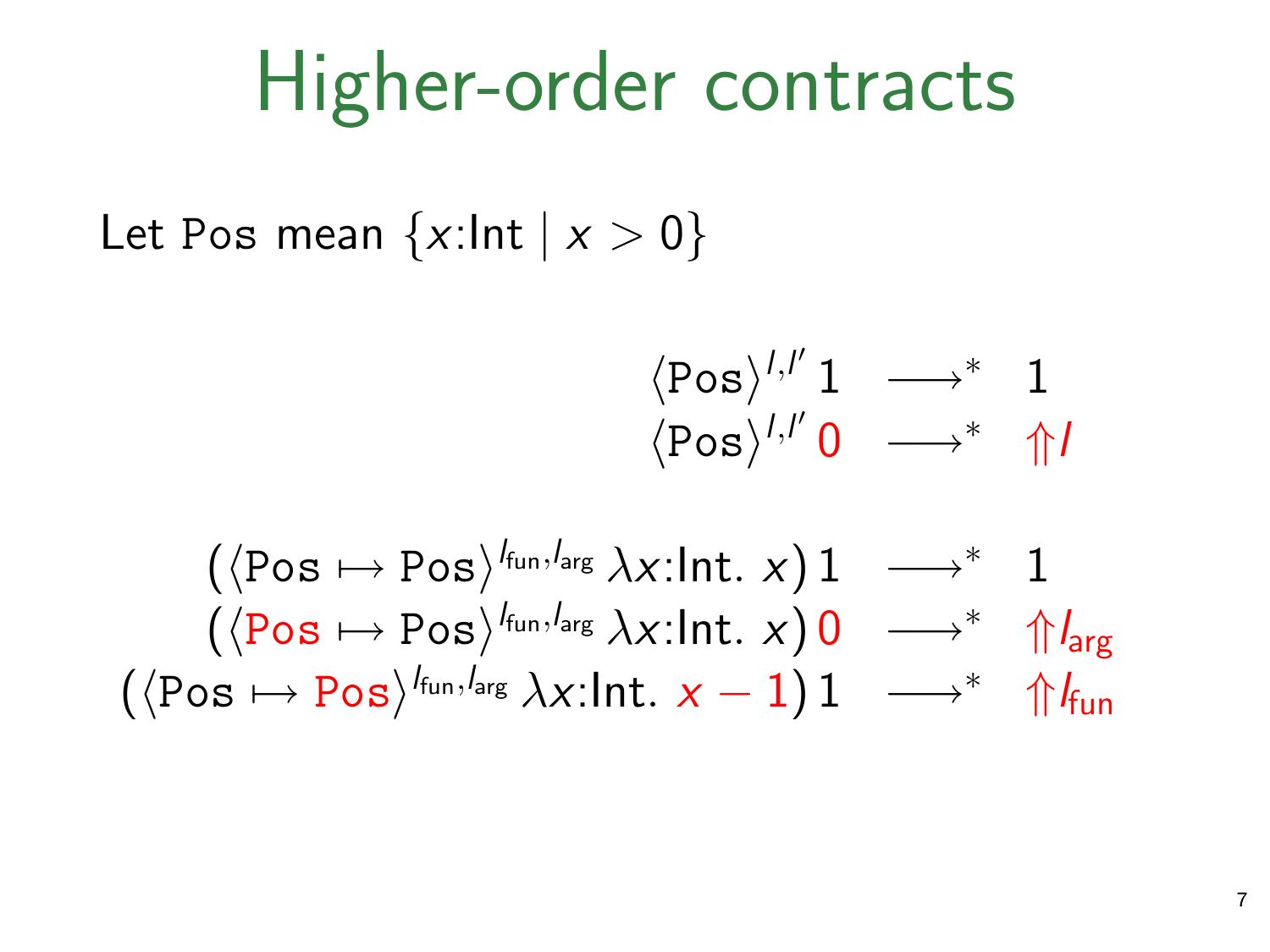# Higher-order contracts

Let `Pos` mean $\{x{:}\mathsf{Int} \mid x > 0\}$

$$\langle \texttt{Pos} \rangle^{l,l'}\, 1 \quad \longrightarrow^* \quad 1$$

$$\langle \texttt{Pos} \rangle^{l,l'}\, 0 \quad \longrightarrow^* \quad \Uparrow l$$

$$(\langle \texttt{Pos} \mapsto \texttt{Pos} \rangle^{l_{\mathsf{fun}},l_{\mathsf{arg}}}\, \lambda x{:}\mathsf{Int}.\ x)\, 1 \quad \longrightarrow^* \quad 1$$

$$(\langle \texttt{Pos} \mapsto \texttt{Pos} \rangle^{l_{\mathsf{fun}},l_{\mathsf{arg}}}\, \lambda x{:}\mathsf{Int}.\ x)\, 0 \quad \longrightarrow^* \quad \Uparrow l_{\mathsf{arg}}$$

$$(\langle \texttt{Pos} \mapsto \texttt{Pos} \rangle^{l_{\mathsf{fun}},l_{\mathsf{arg}}}\, \lambda x{:}\mathsf{Int}.\ x - 1)\, 1 \quad \longrightarrow^* \quad \Uparrow l_{\mathsf{fun}}$$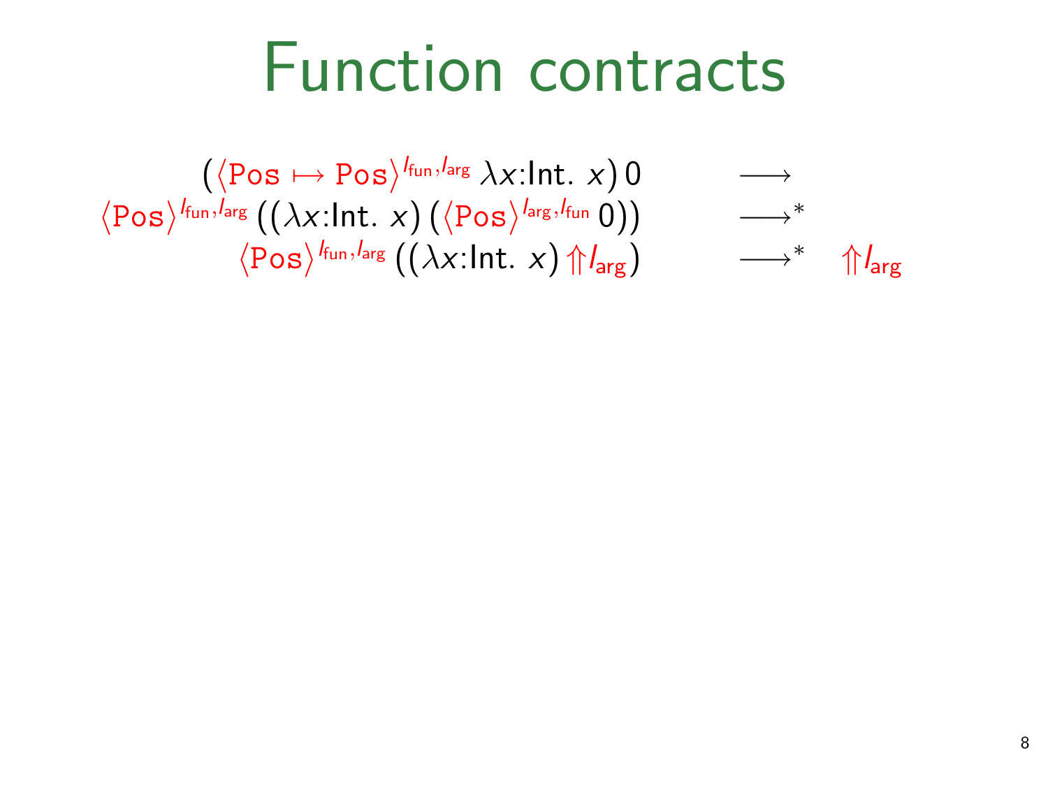# Function contracts

$$
\begin{array}{rcl}
(\langle \mathtt{Pos} \mapsto \mathtt{Pos} \rangle^{l_{\mathsf{fun}}, l_{\mathsf{arg}}}\ \lambda x{:}\mathsf{Int}.\ x)\ 0 & \longrightarrow & \\
\langle \mathtt{Pos} \rangle^{l_{\mathsf{fun}}, l_{\mathsf{arg}}}\ ((\lambda x{:}\mathsf{Int}.\ x)\ (\langle \mathtt{Pos} \rangle^{l_{\mathsf{arg}}, l_{\mathsf{fun}}}\ 0)) & \longrightarrow^{*} & \\
\langle \mathtt{Pos} \rangle^{l_{\mathsf{fun}}, l_{\mathsf{arg}}}\ ((\lambda x{:}\mathsf{Int}.\ x)\ \Uparrow l_{\mathsf{arg}}) & \longrightarrow^{*} & \Uparrow l_{\mathsf{arg}}
\end{array}
$$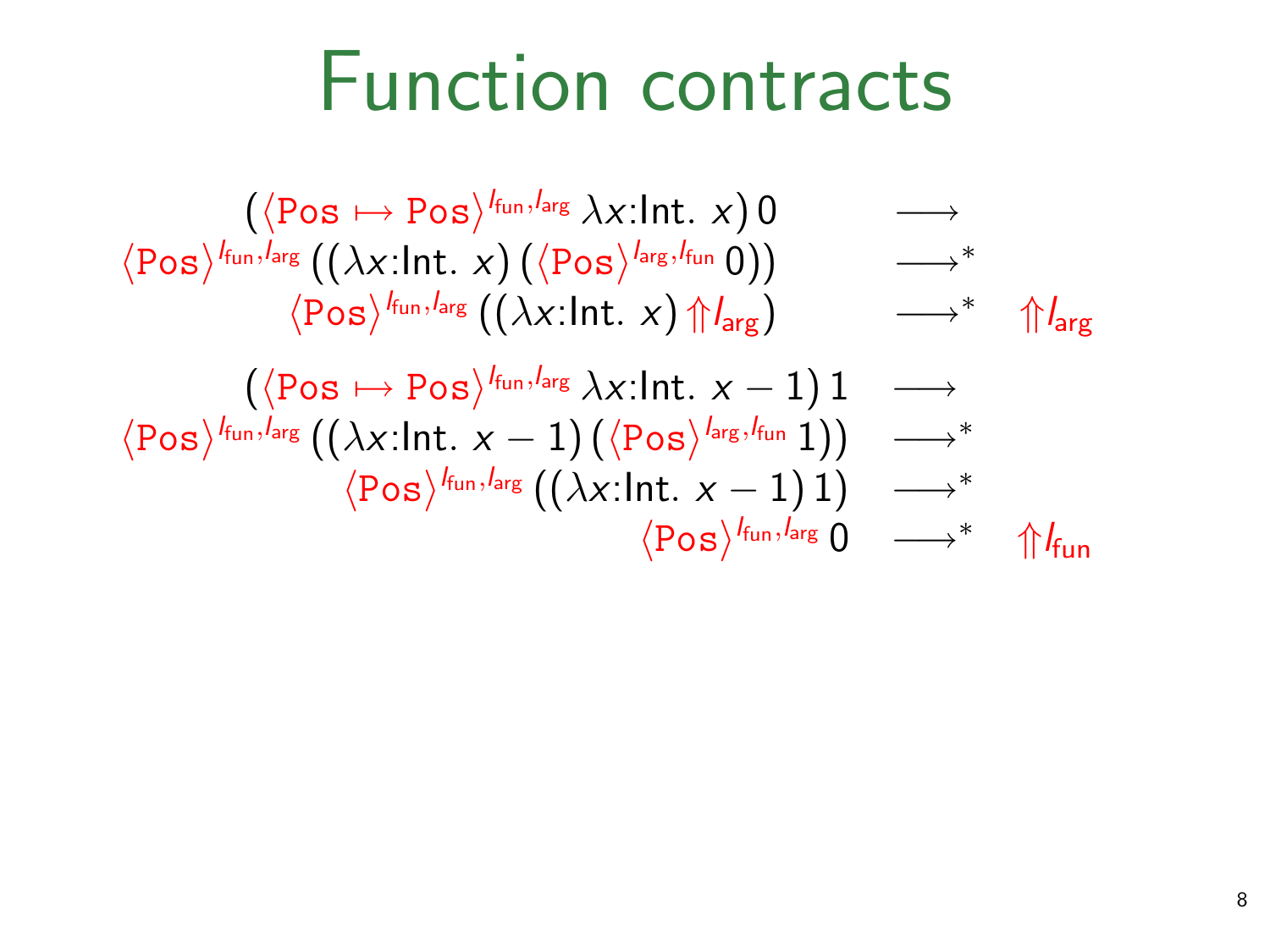# Function contracts

$$
\begin{array}{rll}
(\langle \mathtt{Pos} \mapsto \mathtt{Pos} \rangle^{l_{\mathsf{fun}}, l_{\mathsf{arg}}}\, \lambda x{:}\mathsf{Int}.\ x)\, 0 & \longrightarrow & \\
\langle \mathtt{Pos} \rangle^{l_{\mathsf{fun}}, l_{\mathsf{arg}}}\, ((\lambda x{:}\mathsf{Int}.\ x)\, (\langle \mathtt{Pos} \rangle^{l_{\mathsf{arg}}, l_{\mathsf{fun}}}\, 0)) & \longrightarrow^* & \\
\langle \mathtt{Pos} \rangle^{l_{\mathsf{fun}}, l_{\mathsf{arg}}}\, ((\lambda x{:}\mathsf{Int}.\ x)\, \Uparrow l_{\mathsf{arg}}) & \longrightarrow^* & \Uparrow l_{\mathsf{arg}}
\end{array}
$$

$$
\begin{array}{rll}
(\langle \mathtt{Pos} \mapsto \mathtt{Pos} \rangle^{l_{\mathsf{fun}}, l_{\mathsf{arg}}}\, \lambda x{:}\mathsf{Int}.\ x - 1)\, 1 & \longrightarrow & \\
\langle \mathtt{Pos} \rangle^{l_{\mathsf{fun}}, l_{\mathsf{arg}}}\, ((\lambda x{:}\mathsf{Int}.\ x - 1)\, (\langle \mathtt{Pos} \rangle^{l_{\mathsf{arg}}, l_{\mathsf{fun}}}\, 1)) & \longrightarrow^* & \\
\langle \mathtt{Pos} \rangle^{l_{\mathsf{fun}}, l_{\mathsf{arg}}}\, ((\lambda x{:}\mathsf{Int}.\ x - 1)\, 1) & \longrightarrow^* & \\
\langle \mathtt{Pos} \rangle^{l_{\mathsf{fun}}, l_{\mathsf{arg}}}\, 0 & \longrightarrow^* & \Uparrow l_{\mathsf{fun}}
\end{array}
$$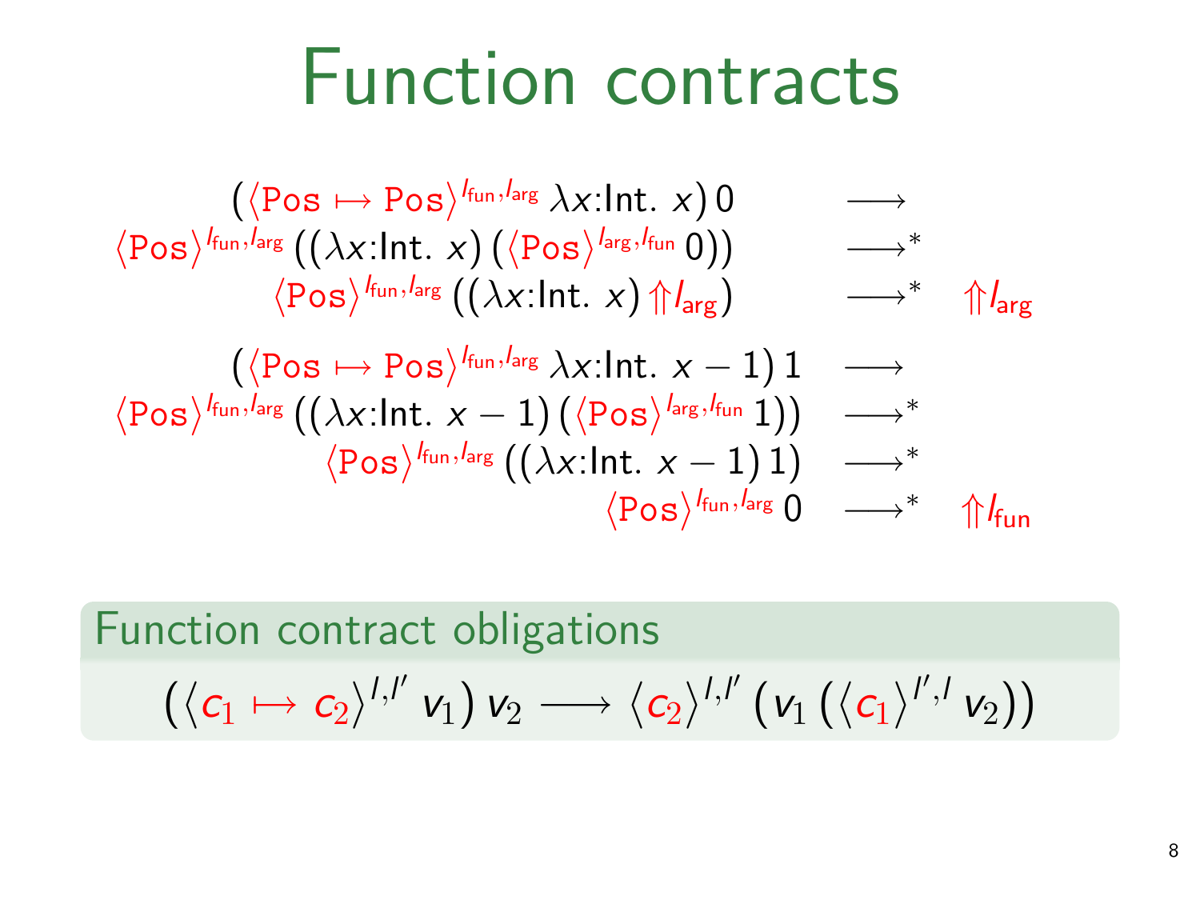# Function contracts

$$
\begin{array}{rll}
(\langle \texttt{Pos} \mapsto \texttt{Pos} \rangle^{l_{\text{fun}}, l_{\text{arg}}}\, \lambda x{:}\text{Int}.\ x)\, 0 & \longrightarrow & \\
\langle \texttt{Pos} \rangle^{l_{\text{fun}}, l_{\text{arg}}}\, ((\lambda x{:}\text{Int}.\ x)\, (\langle \texttt{Pos} \rangle^{l_{\text{arg}}, l_{\text{fun}}}\, 0)) & \longrightarrow^{*} & \\
\langle \texttt{Pos} \rangle^{l_{\text{fun}}, l_{\text{arg}}}\, ((\lambda x{:}\text{Int}.\ x)\, \Uparrow l_{\text{arg}}) & \longrightarrow^{*} & \Uparrow l_{\text{arg}}
\end{array}
$$

$$
\begin{array}{rll}
(\langle \texttt{Pos} \mapsto \texttt{Pos} \rangle^{l_{\text{fun}}, l_{\text{arg}}}\, \lambda x{:}\text{Int}.\ x - 1)\, 1 & \longrightarrow & \\
\langle \texttt{Pos} \rangle^{l_{\text{fun}}, l_{\text{arg}}}\, ((\lambda x{:}\text{Int}.\ x - 1)\, (\langle \texttt{Pos} \rangle^{l_{\text{arg}}, l_{\text{fun}}}\, 1)) & \longrightarrow^{*} & \\
\langle \texttt{Pos} \rangle^{l_{\text{fun}}, l_{\text{arg}}}\, ((\lambda x{:}\text{Int}.\ x - 1)\, 1) & \longrightarrow^{*} & \\
\langle \texttt{Pos} \rangle^{l_{\text{fun}}, l_{\text{arg}}}\, 0 & \longrightarrow^{*} & \Uparrow l_{\text{fun}}
\end{array}
$$

**Function contract obligations**

$$
(\langle c_1 \mapsto c_2 \rangle^{l,l'}\, v_1)\, v_2 \longrightarrow \langle c_2 \rangle^{l,l'}\, (v_1\, (\langle c_1 \rangle^{l',l}\, v_2))
$$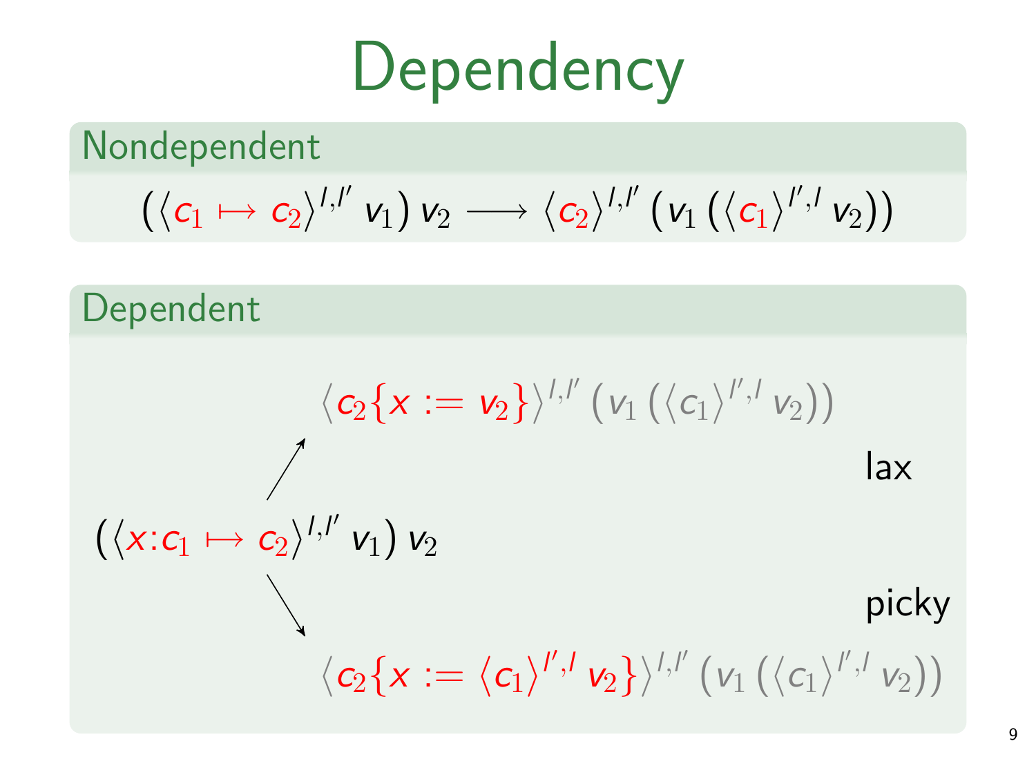# Dependency

## Nondependent

$$(\langle c_1 \mapsto c_2 \rangle^{l,l'}\, v_1)\, v_2 \longrightarrow \langle c_2 \rangle^{l,l'}\, (v_1\, (\langle c_1 \rangle^{l',l}\, v_2))$$

## Dependent

$$(\langle x{:}c_1 \mapsto c_2 \rangle^{l,l'}\, v_1)\, v_2$$

lax:

$$\langle c_2\{x := v_2\} \rangle^{l,l'}\, (v_1\, (\langle c_1 \rangle^{l',l}\, v_2))$$

picky:

$$\langle c_2\{x := \langle c_1 \rangle^{l',l}\, v_2\} \rangle^{l,l'}\, (v_1\, (\langle c_1 \rangle^{l',l}\, v_2))$$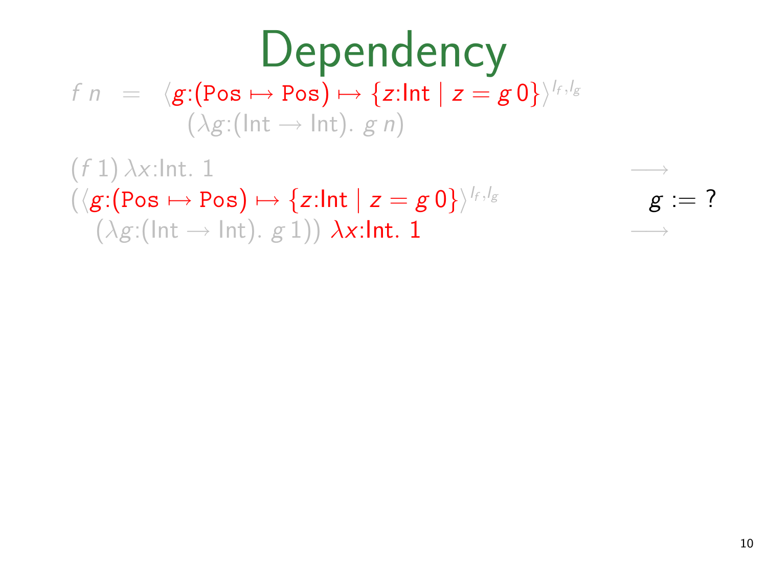# Dependency

$$f\ n \;=\; \langle g{:}(\mathtt{Pos} \mapsto \mathtt{Pos}) \mapsto \{z{:}\mathsf{Int} \mid z = g\ 0\}\rangle^{l_f, l_g}$$
$$(\lambda g{:}(\mathsf{Int} \to \mathsf{Int}).\ g\ n)$$

$$(f\ 1)\ \lambda x{:}\mathsf{Int}.\ 1 \qquad \longrightarrow$$

$$(\langle g{:}(\mathtt{Pos} \mapsto \mathtt{Pos}) \mapsto \{z{:}\mathsf{Int} \mid z = g\ 0\}\rangle^{l_f, l_g} \qquad g := ?$$
$$(\lambda g{:}(\mathsf{Int} \to \mathsf{Int}).\ g\ 1))\ \lambda x{:}\mathsf{Int}.\ 1 \qquad \longrightarrow$$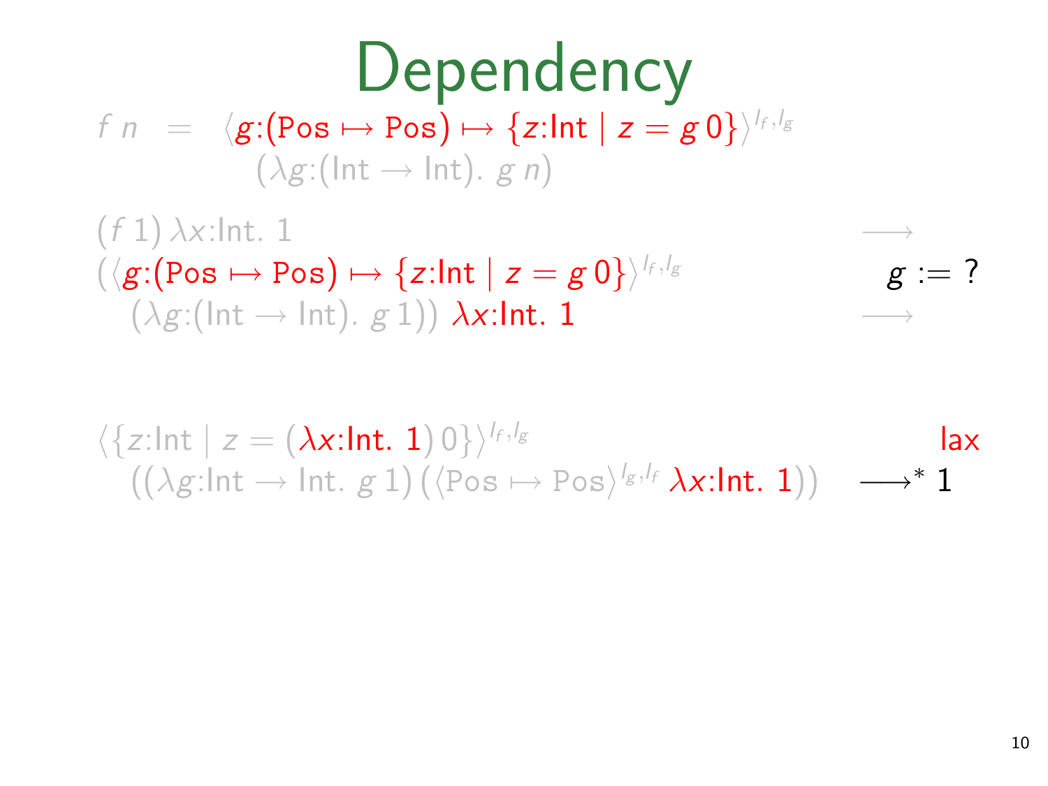# Dependency

$$f\ n \;=\; \langle g{:}(\texttt{Pos} \mapsto \texttt{Pos}) \mapsto \{z{:}\mathsf{Int} \mid z = g\ 0\}\rangle^{l_f, l_g}$$
$$(\lambda g{:}(\mathsf{Int} \rightarrow \mathsf{Int}).\ g\ n)$$

$$(f\ 1)\ \lambda x{:}\mathsf{Int}.\ 1 \qquad \longrightarrow$$
$$(\langle g{:}(\texttt{Pos} \mapsto \texttt{Pos}) \mapsto \{z{:}\mathsf{Int} \mid z = g\ 0\}\rangle^{l_f, l_g} \qquad g := ?$$
$$(\lambda g{:}(\mathsf{Int} \rightarrow \mathsf{Int}).\ g\ 1))\ \lambda x{:}\mathsf{Int}.\ 1 \qquad \longrightarrow$$

$$\langle\{z{:}\mathsf{Int} \mid z = (\lambda x{:}\mathsf{Int}.\ 1)\ 0\}\rangle^{l_f, l_g} \qquad \text{lax}$$
$$((\lambda g{:}\mathsf{Int} \rightarrow \mathsf{Int}.\ g\ 1)\ (\langle \texttt{Pos} \mapsto \texttt{Pos}\rangle^{l_g, l_f}\ \lambda x{:}\mathsf{Int}.\ 1)) \qquad \longrightarrow^{*}\ 1$$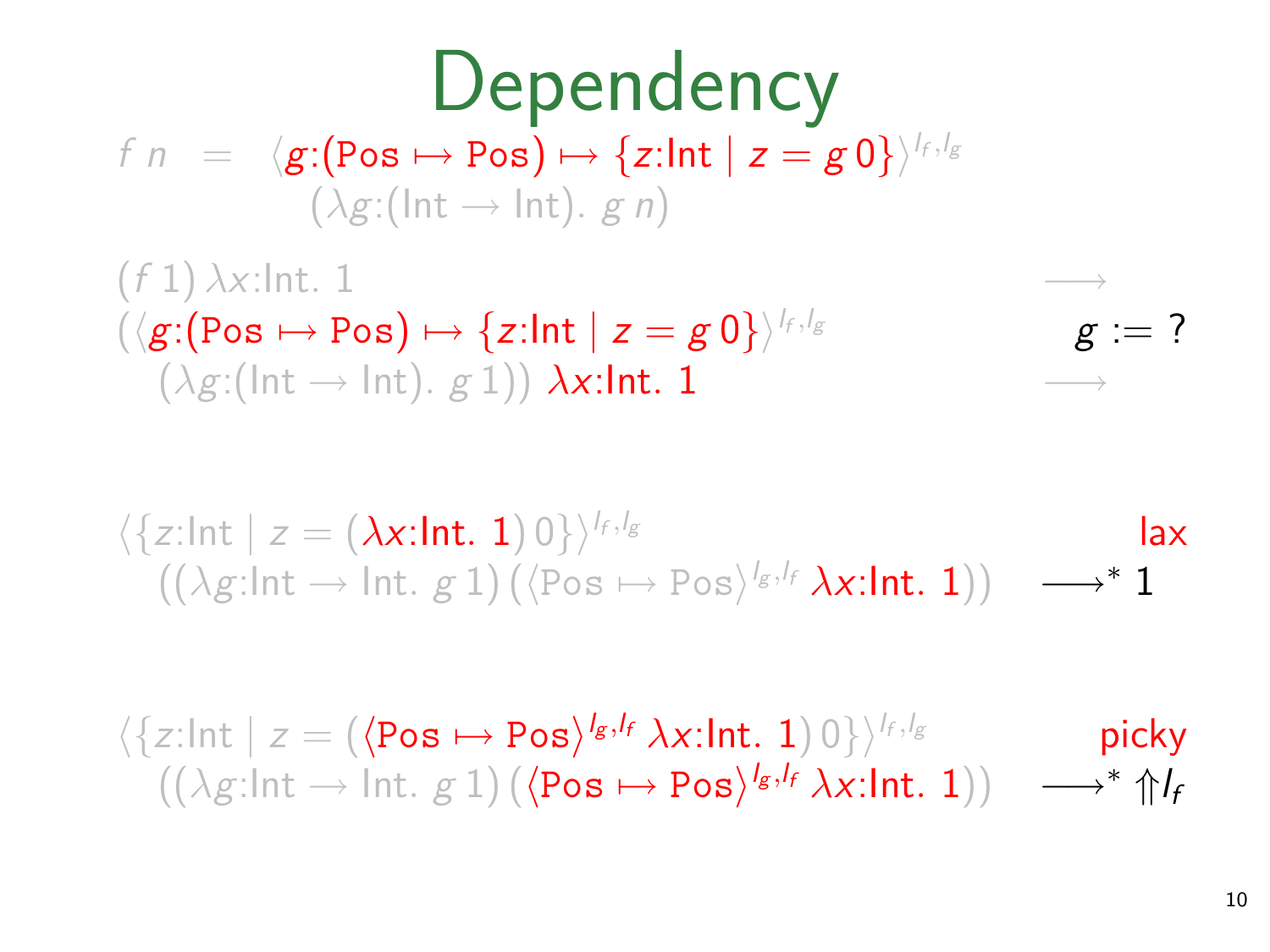# Dependency

$$f\ n \;=\; \langle g{:}(\mathsf{Pos} \mapsto \mathsf{Pos}) \mapsto \{z{:}\mathsf{Int} \mid z = g\,0\}\rangle^{l_f,l_g}\ (\lambda g{:}(\mathsf{Int} \to \mathsf{Int}).\ g\ n)$$

$$(f\ 1)\ \lambda x{:}\mathsf{Int}.\ 1 \qquad \longrightarrow$$

$$(\langle g{:}(\mathsf{Pos} \mapsto \mathsf{Pos}) \mapsto \{z{:}\mathsf{Int} \mid z = g\,0\}\rangle^{l_f,l_g}\ (\lambda g{:}(\mathsf{Int} \to \mathsf{Int}).\ g\ 1))\ \lambda x{:}\mathsf{Int}.\ 1 \qquad g := ? \qquad \longrightarrow$$

**lax**

$$\langle\{z{:}\mathsf{Int} \mid z = (\lambda x{:}\mathsf{Int}.\ 1)\ 0\}\rangle^{l_f,l_g}\ ((\lambda g{:}\mathsf{Int} \to \mathsf{Int}.\ g\ 1)\ (\langle \mathsf{Pos} \mapsto \mathsf{Pos}\rangle^{l_g,l_f}\ \lambda x{:}\mathsf{Int}.\ 1)) \quad \longrightarrow^* 1$$

**picky**

$$\langle\{z{:}\mathsf{Int} \mid z = (\langle \mathsf{Pos} \mapsto \mathsf{Pos}\rangle^{l_g,l_f}\ \lambda x{:}\mathsf{Int}.\ 1)\ 0\}\rangle^{l_f,l_g}\ ((\lambda g{:}\mathsf{Int} \to \mathsf{Int}.\ g\ 1)\ (\langle \mathsf{Pos} \mapsto \mathsf{Pos}\rangle^{l_g,l_f}\ \lambda x{:}\mathsf{Int}.\ 1)) \quad \longrightarrow^* \Uparrow l_f$$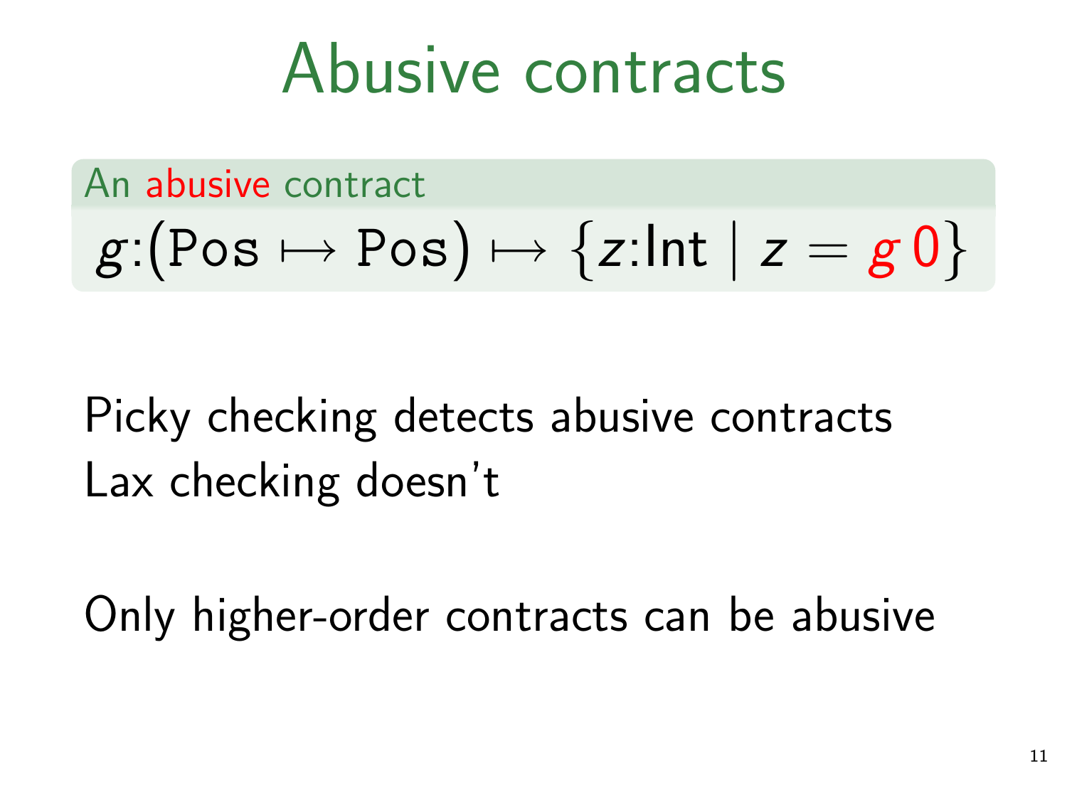# Abusive contracts

**An abusive contract**

$$g{:}(\mathrm{Pos} \mapsto \mathrm{Pos}) \mapsto \{z{:}\mathsf{Int} \mid z = g\,0\}$$

Picky checking detects abusive contracts
Lax checking doesn't

Only higher-order contracts can be abusive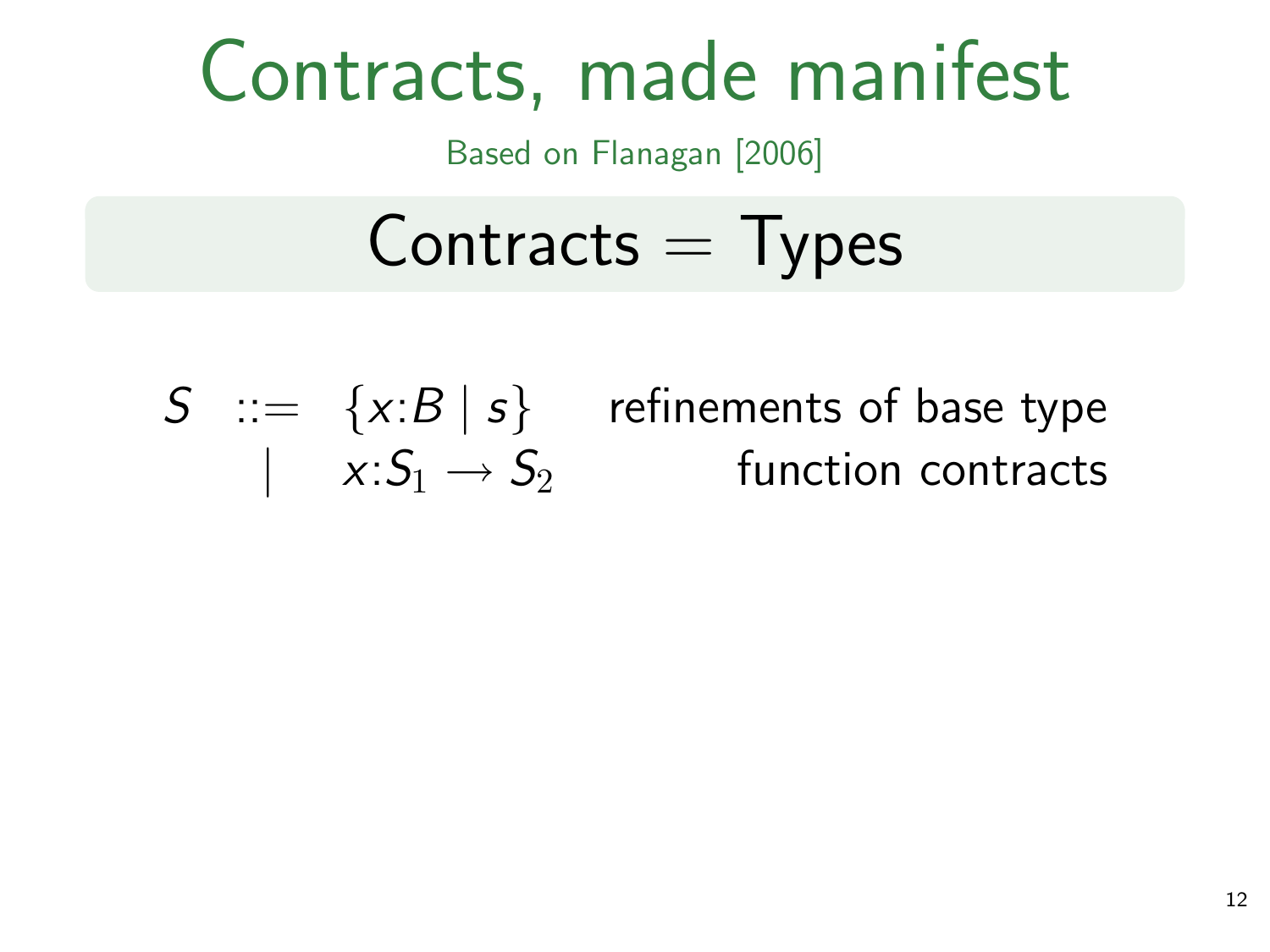# Contracts, made manifest

Based on Flanagan [2006]

## Contracts = Types

$$
\begin{array}{rcll}
S & ::= & \{x{:}B \mid s\} & \text{refinements of base type} \\
  & \mid & x{:}S_1 \to S_2 & \text{function contracts}
\end{array}
$$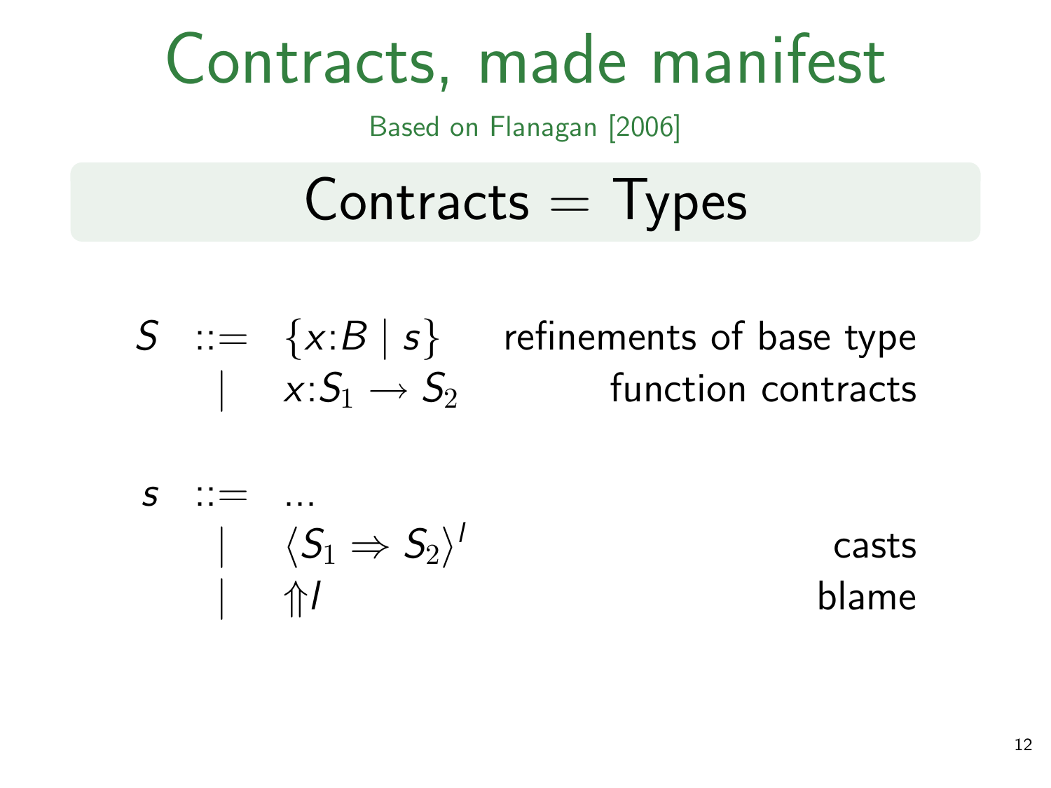# Contracts, made manifest

Based on Flanagan [2006]

## Contracts = Types

$$
\begin{array}{rcll}
S & ::= & \{x{:}B \mid s\} & \text{refinements of base type} \\
  & \mid & x{:}S_1 \rightarrow S_2 & \text{function contracts}
\end{array}
$$

$$
\begin{array}{rcll}
s & ::= & \ldots & \\
  & \mid & \langle S_1 \Rightarrow S_2 \rangle^l & \text{casts} \\
  & \mid & \Uparrow l & \text{blame}
\end{array}
$$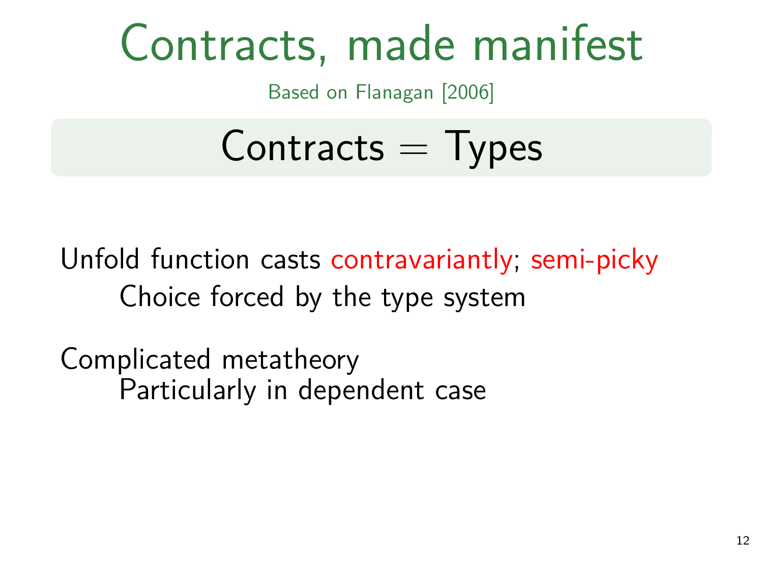# Contracts, made manifest

Based on Flanagan [2006]

**Contracts = Types**

Unfold function casts contravariantly; semi-picky

- Choice forced by the type system

Complicated metatheory

- Particularly in dependent case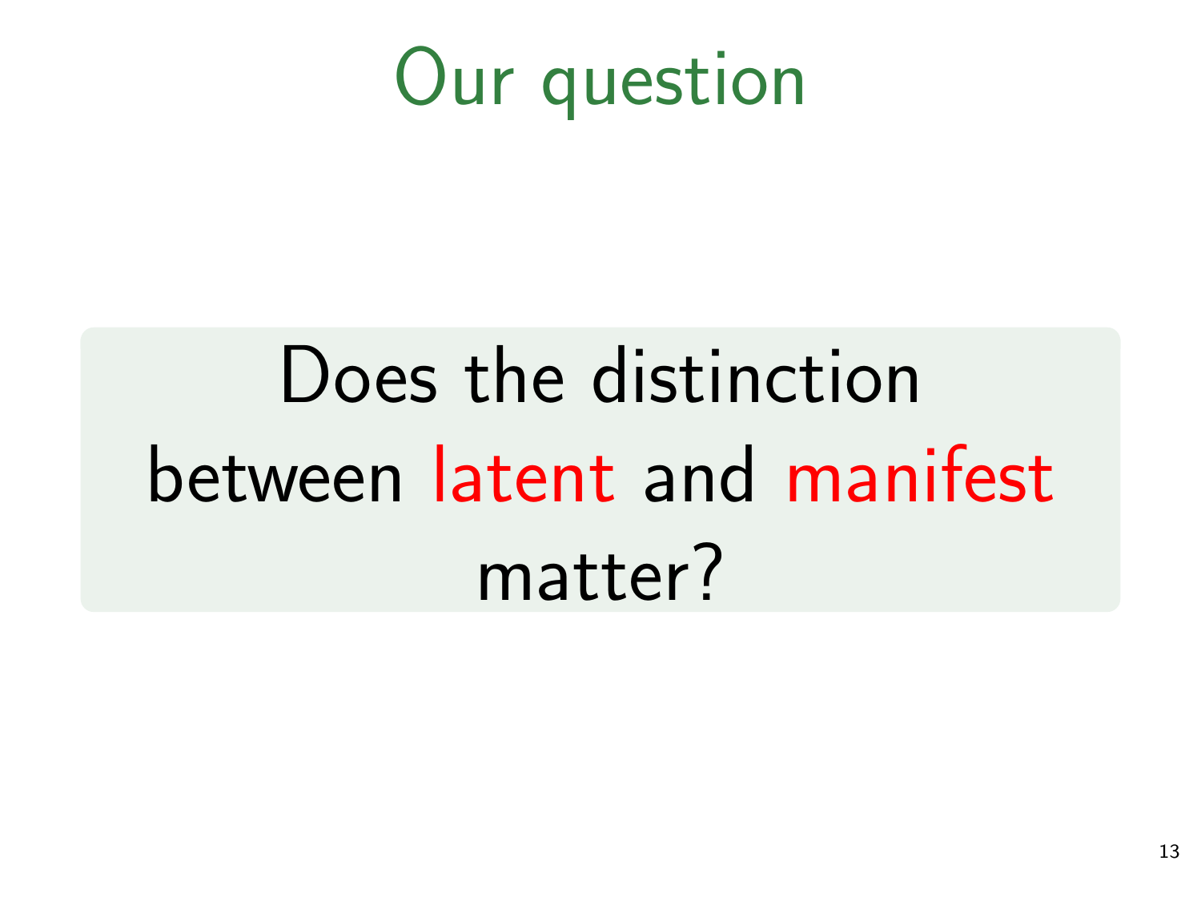# Our question

Does the distinction between latent and manifest matter?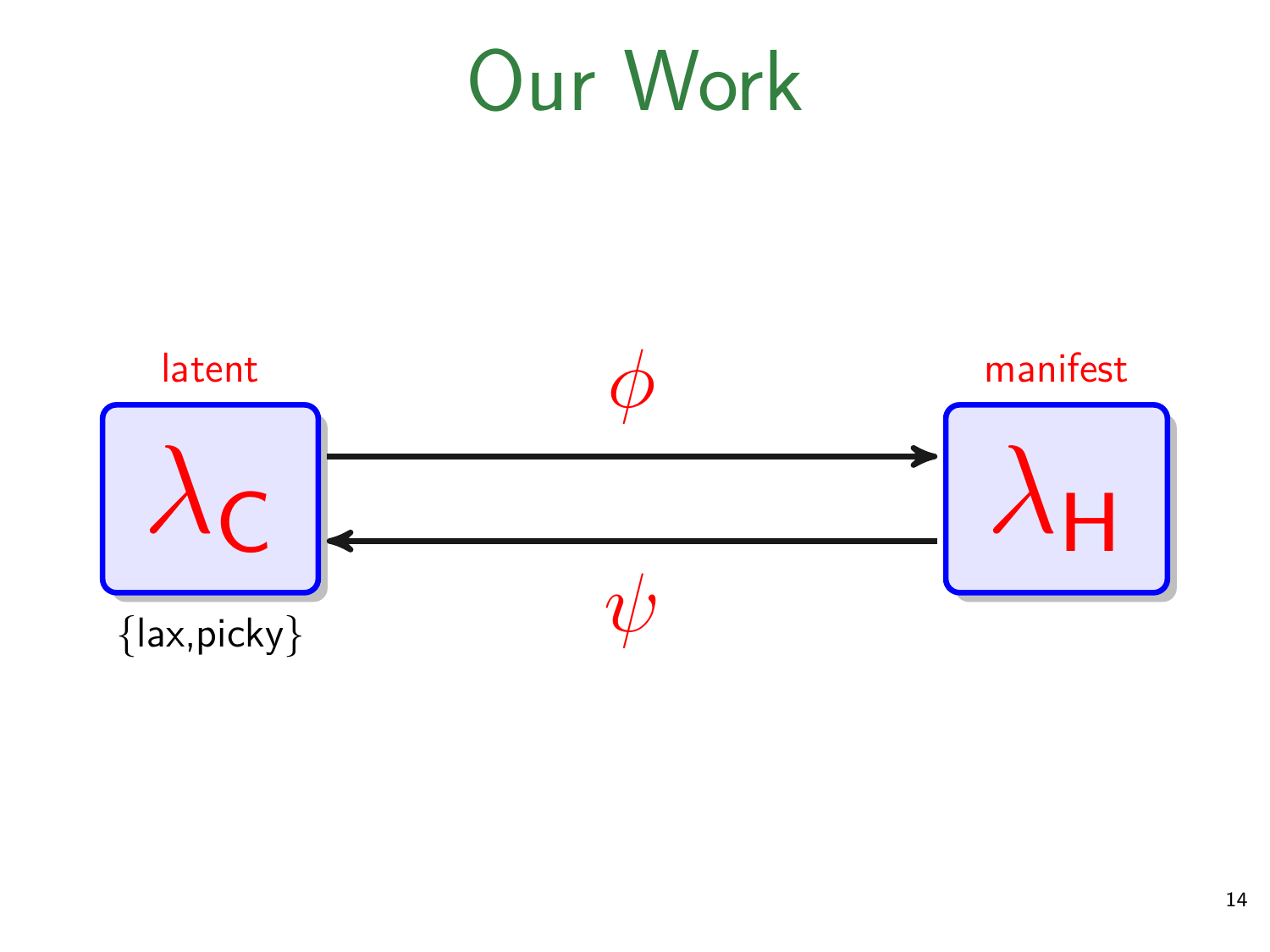# Our Work

latent

$\lambda_C$

{lax,picky}

$\phi$

$\psi$

manifest

$\lambda_H$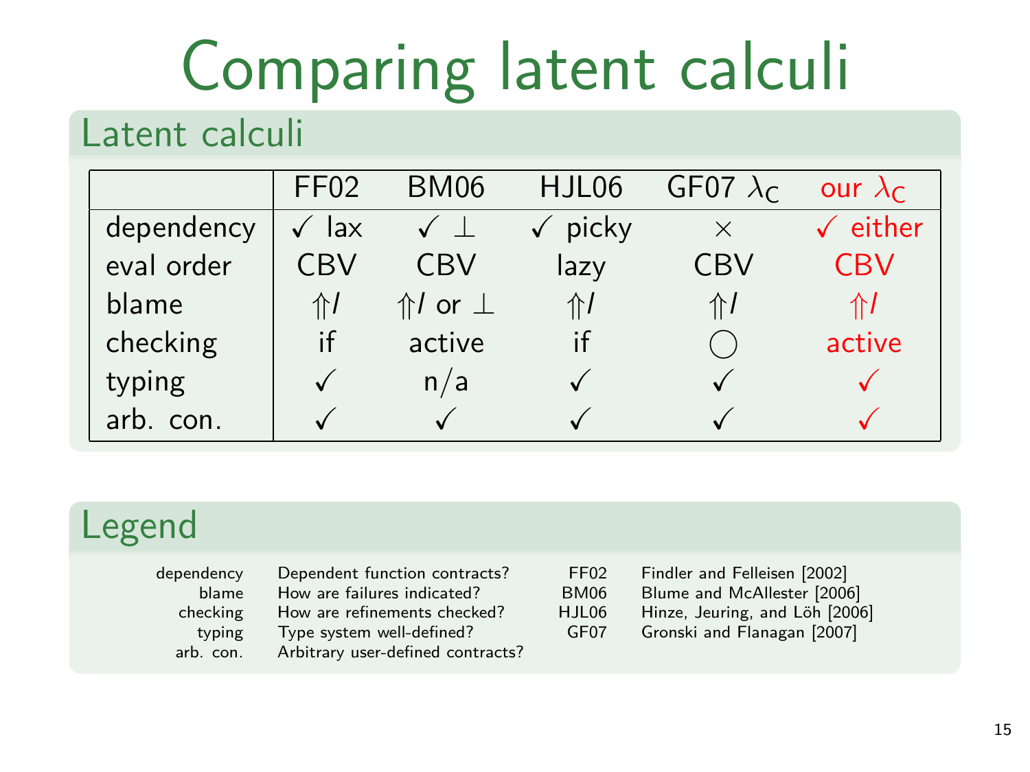# Comparing latent calculi

## Latent calculi

| | FF02 | BM06 | HJL06 | GF07 $\lambda_C$ | our $\lambda_C$ |
|---|---|---|---|---|---|
| dependency | ✓ lax | ✓ $\perp$ | ✓ picky | $\times$ | ✓ either |
| eval order | CBV | CBV | lazy | CBV | CBV |
| blame | $\Uparrow l$ | $\Uparrow l$ or $\perp$ | $\Uparrow l$ | $\Uparrow l$ | $\Uparrow l$ |
| checking | if | active | if | $\bigcirc$ | active |
| typing | ✓ | n/a | ✓ | ✓ | ✓ |
| arb. con. | ✓ | ✓ | ✓ | ✓ | ✓ |

## Legend

| | | | |
|---|---|---|---|
| dependency | Dependent function contracts? | FF02 | Findler and Felleisen [2002] |
| blame | How are failures indicated? | BM06 | Blume and McAllester [2006] |
| checking | How are refinements checked? | HJL06 | Hinze, Jeuring, and Löh [2006] |
| typing | Type system well-defined? | GF07 | Gronski and Flanagan [2007] |
| arb. con. | Arbitrary user-defined contracts? | | |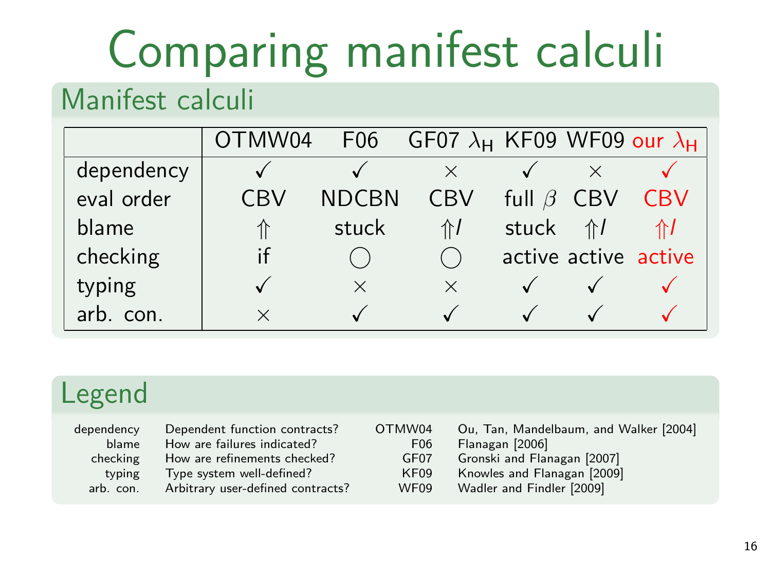# Comparing manifest calculi

## Manifest calculi

| | OTMW04 | F06 | GF07 $\lambda_H$ | KF09 | WF09 | our $\lambda_H$ |
|---|---|---|---|---|---|---|
| dependency | ✓ | ✓ | × | ✓ | × | ✓ |
| eval order | CBV | NDCBN | CBV | full $\beta$ | CBV | CBV |
| blame | $\Uparrow$ | stuck | $\Uparrow l$ | stuck | $\Uparrow l$ | $\Uparrow l$ |
| checking | if | ◯ | ◯ | active | active | active |
| typing | ✓ | × | × | ✓ | ✓ | ✓ |
| arb. con. | × | ✓ | ✓ | ✓ | ✓ | ✓ |

## Legend

| | | | |
|---|---|---|---|
| dependency | Dependent function contracts? | OTMW04 | Ou, Tan, Mandelbaum, and Walker [2004] |
| blame | How are failures indicated? | F06 | Flanagan [2006] |
| checking | How are refinements checked? | GF07 | Gronski and Flanagan [2007] |
| typing | Type system well-defined? | KF09 | Knowles and Flanagan [2009] |
| arb. con. | Arbitrary user-defined contracts? | WF09 | Wadler and Findler [2009] |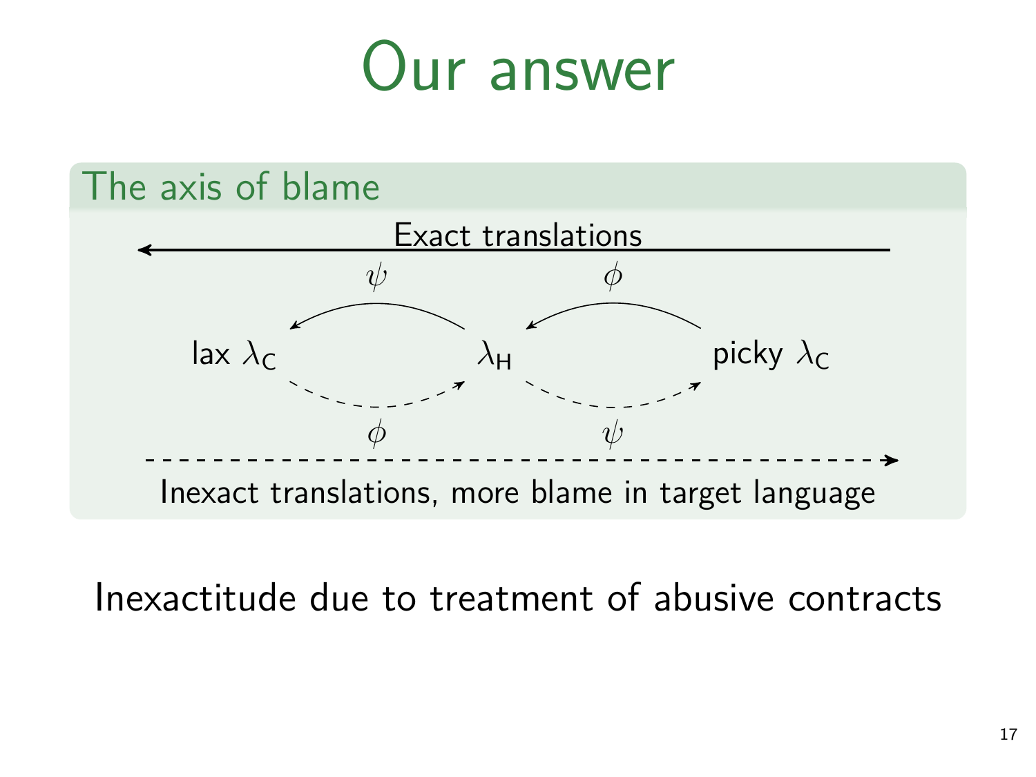# Our answer

## The axis of blame

Exact translations

$\psi$ $\phi$

lax $\lambda_{\mathsf{C}}$ $\lambda_{\mathsf{H}}$ picky $\lambda_{\mathsf{C}}$

$\phi$ $\psi$

Inexact translations, more blame in target language

Inexactitude due to treatment of abusive contracts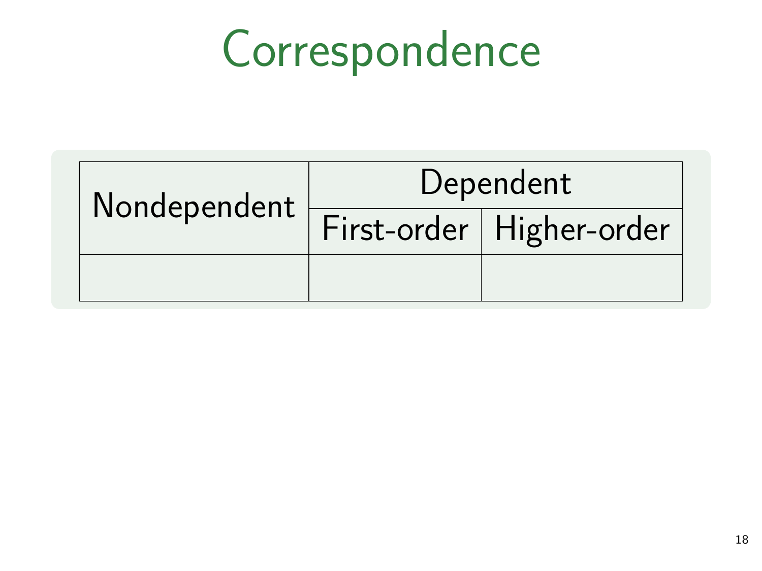# Correspondence

| Nondependent | Dependent | |
|---|---|---|
| | First-order | Higher-order |
| | | |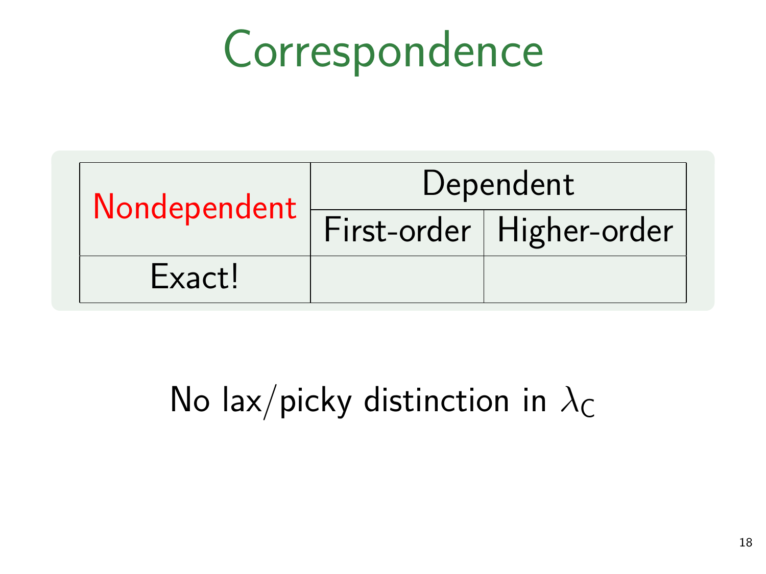# Correspondence

| Nondependent | Dependent | |
|---|---|---|
| | First-order | Higher-order |
| Exact! | | |

No lax/picky distinction in $\lambda_C$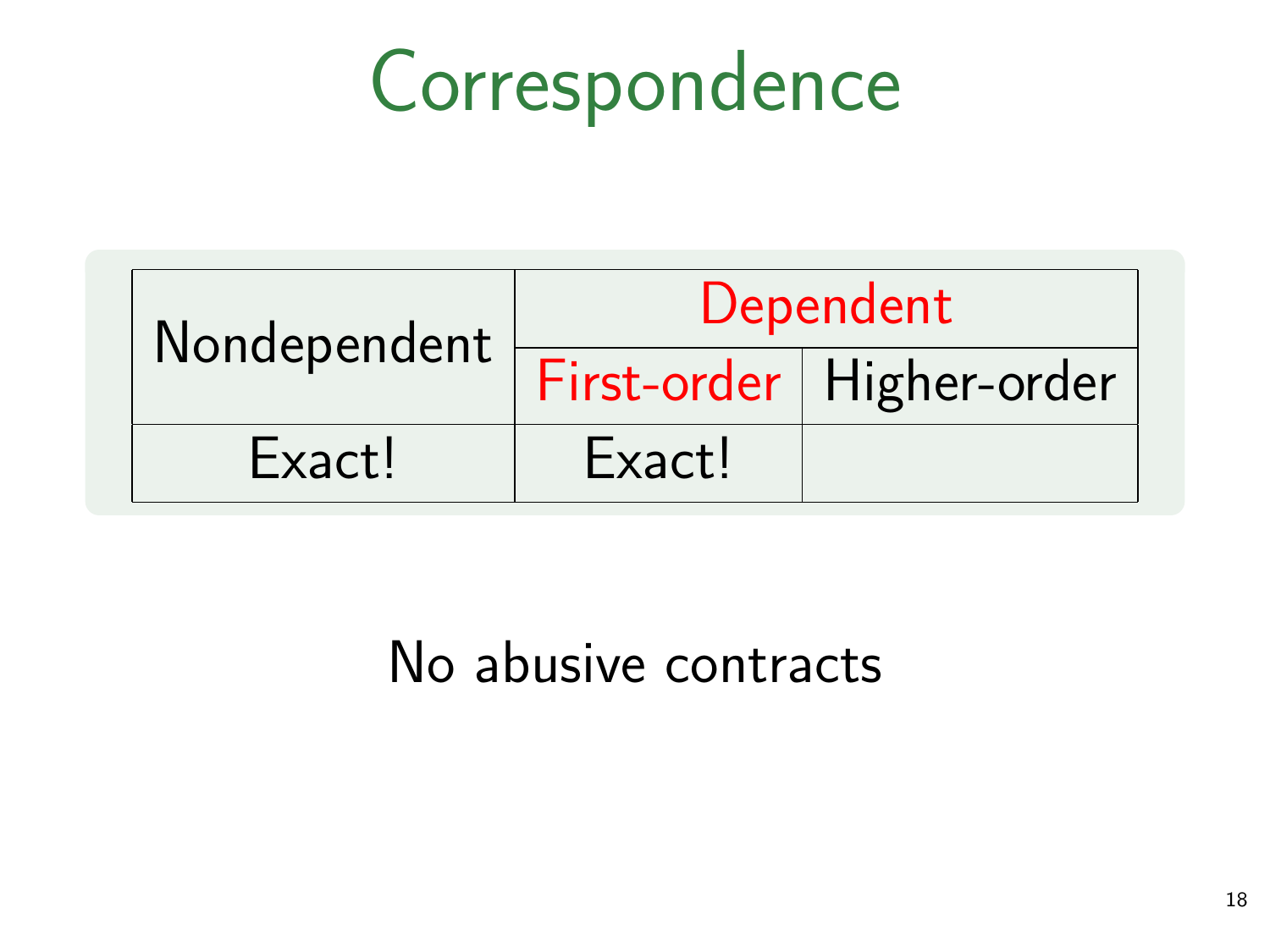# Correspondence

| Nondependent | Dependent | |
|---|---|---|
| | First-order | Higher-order |
| Exact! | Exact! | |

No abusive contracts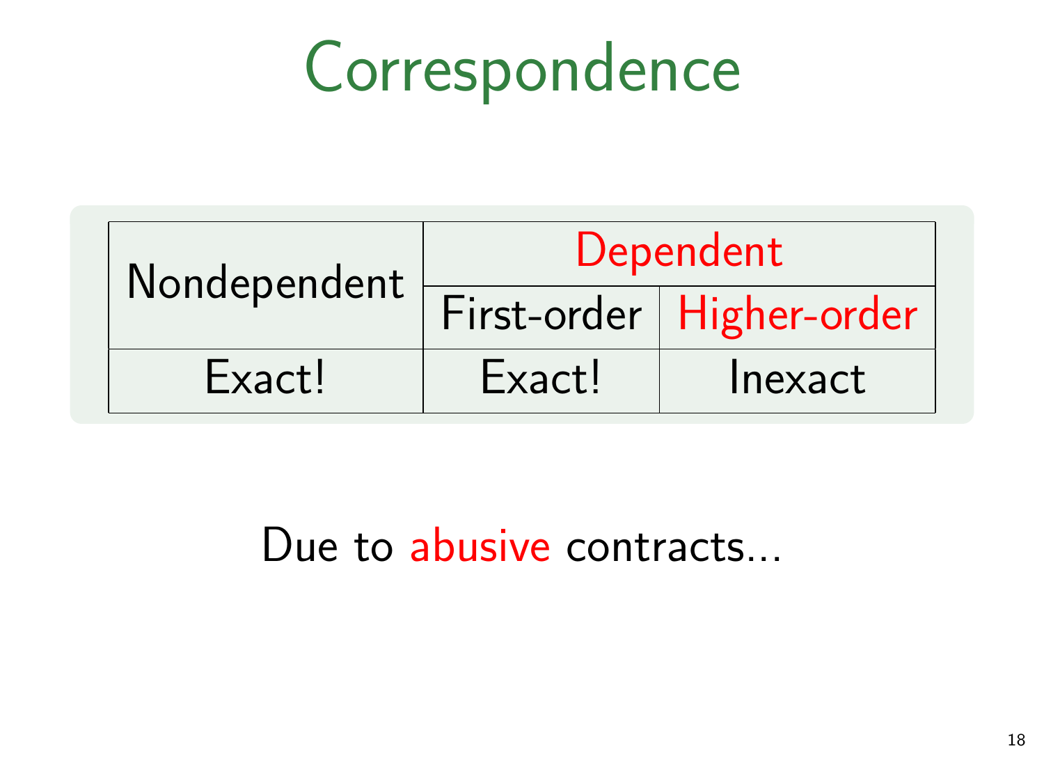# Correspondence

| Nondependent | Dependent | |
|---|---|---|
| | First-order | Higher-order |
| Exact! | Exact! | Inexact |

Due to abusive contracts...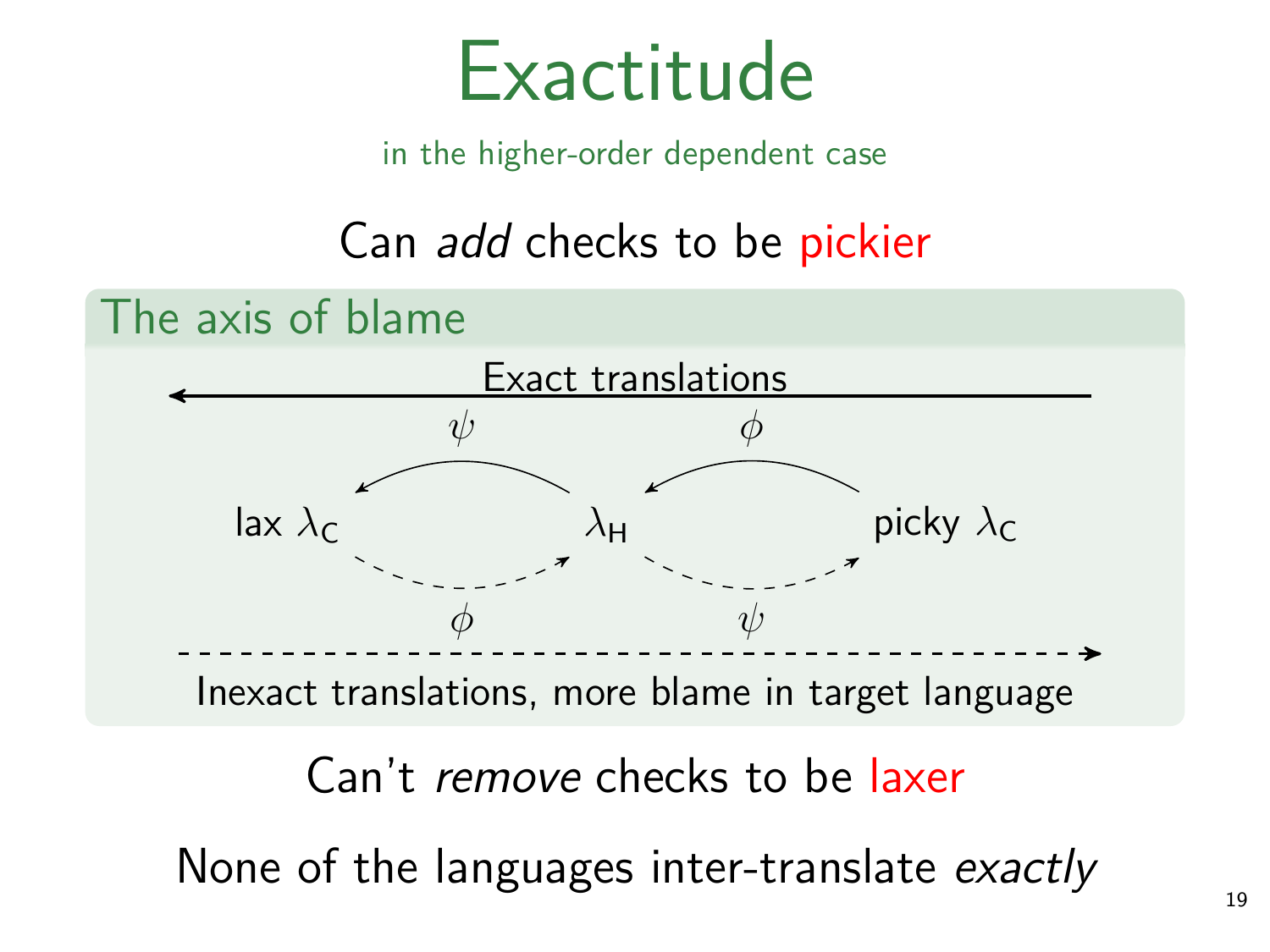# Exactitude

in the higher-order dependent case

Can *add* checks to be pickier

## The axis of blame

Exact translations

$\psi$ $\phi$

lax $\lambda_C$ $\lambda_H$ picky $\lambda_C$

$\phi$ $\psi$

Inexact translations, more blame in target language

Can't *remove* checks to be laxer

None of the languages inter-translate *exactly*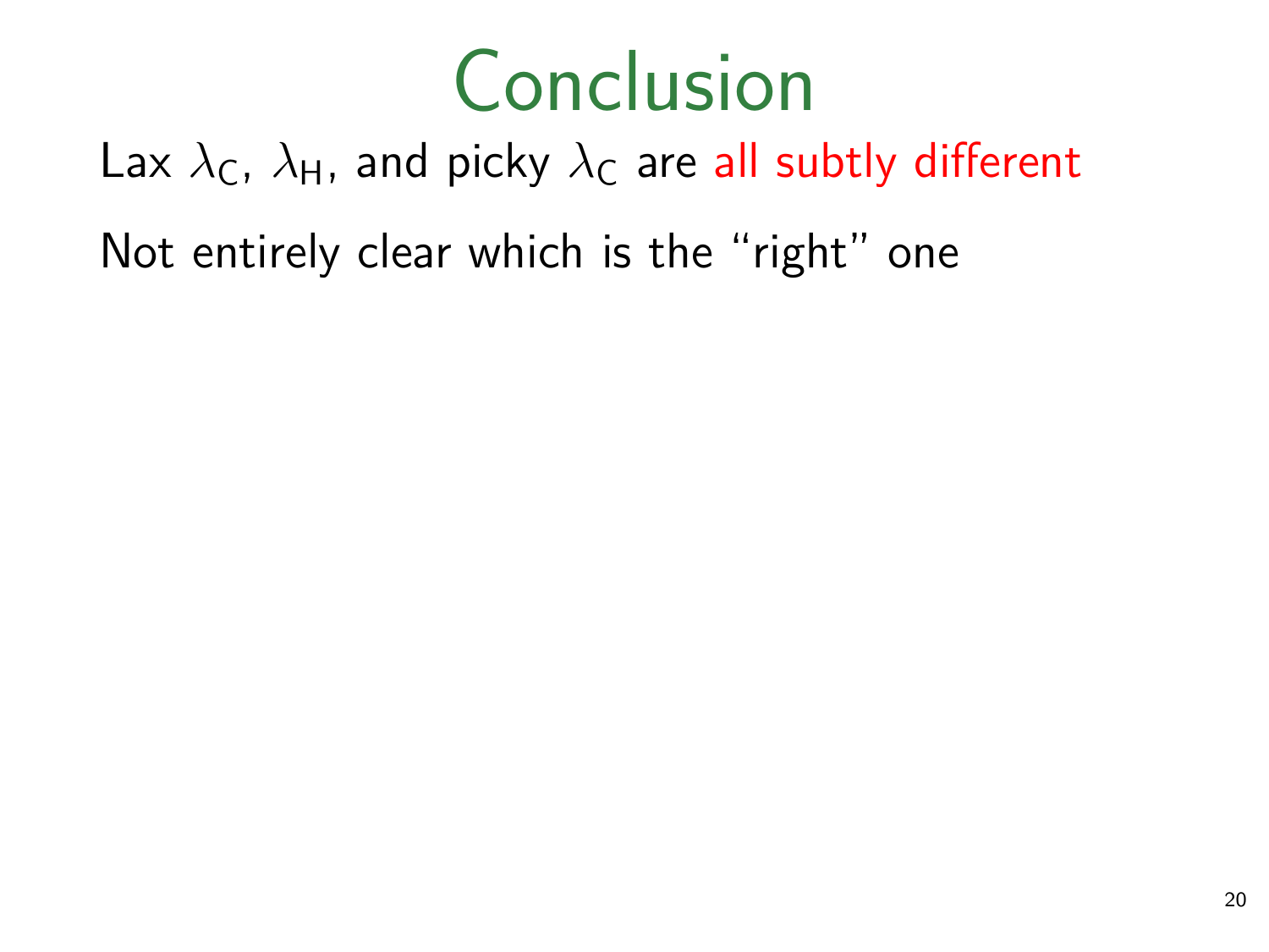# Conclusion

Lax $\lambda_\mathsf{C}$, $\lambda_\mathsf{H}$, and picky $\lambda_\mathsf{C}$ are all subtly different

Not entirely clear which is the “right” one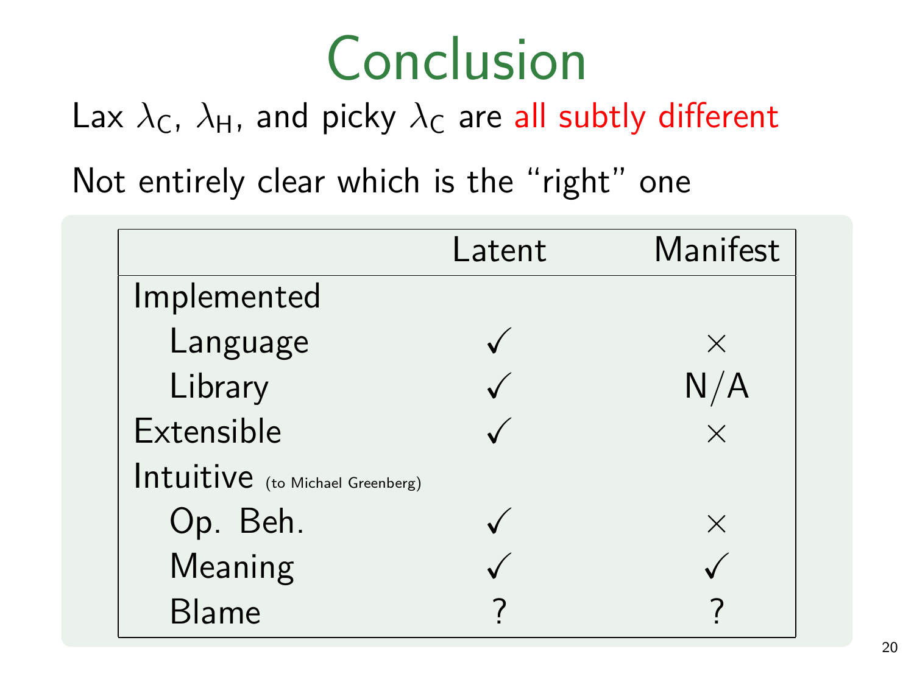# Conclusion

Lax $\lambda_C$, $\lambda_H$, and picky $\lambda_C$ are all subtly different

Not entirely clear which is the "right" one

| | Latent | Manifest |
|---|---|---|
| Implemented | | |
| Language | ✓ | × |
| Library | ✓ | N/A |
| Extensible | ✓ | × |
| Intuitive (to Michael Greenberg) | | |
| Op. Beh. | ✓ | × |
| Meaning | ✓ | ✓ |
| Blame | ? | ? |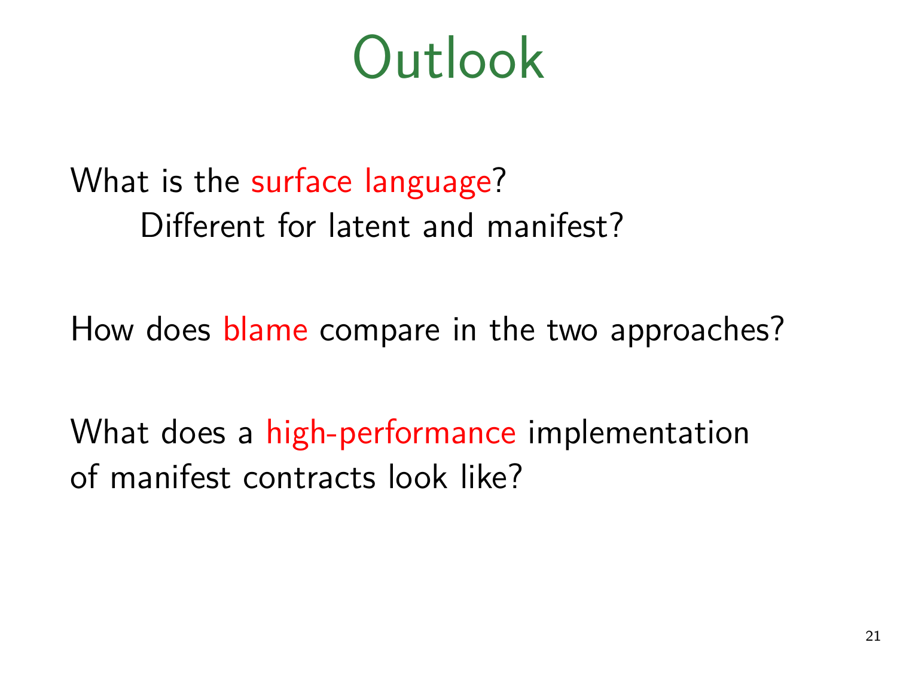# Outlook

What is the surface language?

    Different for latent and manifest?

How does blame compare in the two approaches?

What does a high-performance implementation of manifest contracts look like?